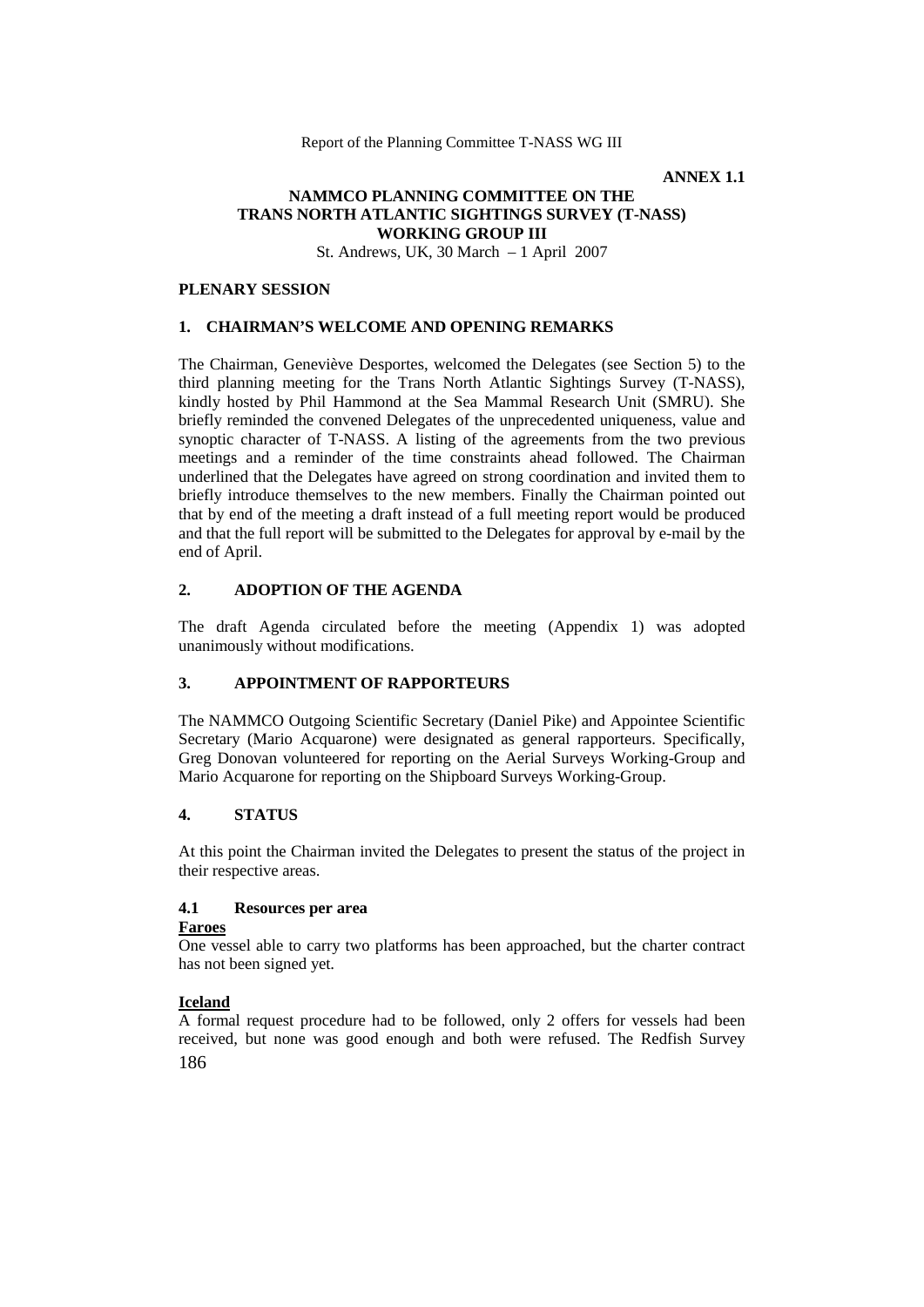**ANNEX 1.1**

# NAMMCO PLANNING COMMITTEE ON THE TRANS NORTH ATLANTIC SIGHTINGS SURVEY (T-NASS) WORKING GROUP III

St. Andrews, UK, 30 March – 1 April 2007

## PLENARY SESSION

## 1. CHAIRMAN'S WELCOME AND OPENING REMARKS

The Chairman, Geneviève Desportes, welcomed the Delegates (see Section 5) to the third planning meeting for the Trans North Atlantic Sightings Survey (T-NASS), kindly hosted by Phil Hammond at the Sea Mammal Research Unit (SMRU). She briefly reminded the convened Delegates of the unprecedented uniqueness, value and synoptic character of T-NASS. A listing of the agreements from the two previous meetings and a reminder of the time constraints ahead followed. The Chairman underlined that the Delegates have agreed on strong coordination and invited them to briefly introduce themselves to the new members. Finally the Chairman pointed out that by end of the meeting a draft instead of a full meeting report would be produced and that the full report will be submitted to the Delegates for approval by e-mail by the end of April.

## 2. ADOPTION OF THE AGENDA

The draft Agenda circulated before the meeting (Appendix 1) was adopted unanimously without modifications.

## 3. APPOINTMENT OF RAPPORTEURS

The NAMMCO Outgoing Scientific Secretary (Daniel Pike) and Appointee Scientific Secretary (Mario Acquarone) were designated as general rapporteurs. Specifically, Greg Donovan volunteered for reporting on the Aerial Surveys Working-Group and Mario Acquarone for reporting on the Shipboard Surveys Working-Group.

## 4. STATUS

At this point the Chairman invited the Delegates to present the status of the project in their respective areas.

### 4.1 Resources per area

**Faroes**

One vessel able to carry two platforms has been approached, but the charter contract has not been signed yet.

**Iceland**

A formal request procedure had to be followed, only 2 offers for vessels had been received, but none was good enough and both were refused. The Redfish Survey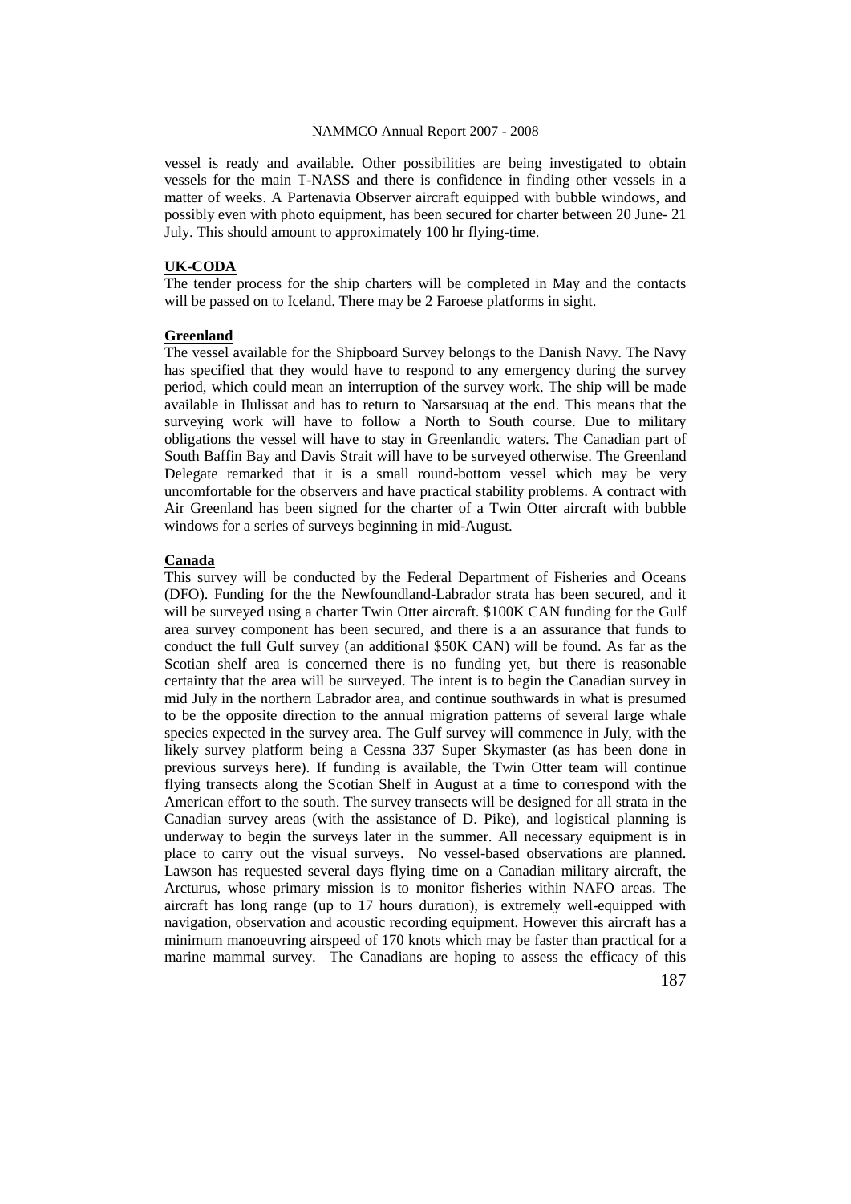vessel is ready and available. Other possibilities are being investigated to obtain vessels for the main T-NASS and there is confidence in finding other vessels in a matter of weeks. A Partenavia Observer aircraft equipped with bubble windows, and possibly even with photo equipment, has been secured for charter between 20 June- 21 July. This should amount to approximately 100 hr flying-time.

**UK-CODA**

The tender process for the ship charters will be completed in May and the contacts will be passed on to Iceland. There may be 2 Faroese platforms in sight.

**Greenland**

The vessel available for the Shipboard Survey belongs to the Danish Navy. The Navy has specified that they would have to respond to any emergency during the survey period, which could mean an interruption of the survey work. The ship will be made available in Ilulissat and has to return to Narsarsuaq at the end. This means that the surveying work will have to follow a North to South course. Due to military obligations the vessel will have to stay in Greenlandic waters. The Canadian part of South Baffin Bay and Davis Strait will have to be surveyed otherwise. The Greenland Delegate remarked that it is a small round-bottom vessel which may be very uncomfortable for the observers and have practical stability problems. A contract with Air Greenland has been signed for the charter of a Twin Otter aircraft with bubble windows for a series of surveys beginning in mid-August.

**Canada**

This survey will be conducted by the Federal Department of Fisheries and Oceans (DFO). Funding for the the Newfoundland-Labrador strata has been secured, and it will be surveyed using a charter Twin Otter aircraft. $100K CAN funding for the Gulf area survey component has been secured, and there is a an assurance that funds to conduct the full Gulf survey (an additional $50K CAN) will be found. As far as the Scotian shelf area is concerned there is no funding yet, but there is reasonable certainty that the area will be surveyed. The intent is to begin the Canadian survey in mid July in the northern Labrador area, and continue southwards in what is presumed to be the opposite direction to the annual migration patterns of several large whale species expected in the survey area. The Gulf survey will commence in July, with the likely survey platform being a Cessna 337 Super Skymaster (as has been done in previous surveys here). If funding is available, the Twin Otter team will continue flying transects along the Scotian Shelf in August at a time to correspond with the American effort to the south. The survey transects will be designed for all strata in the Canadian survey areas (with the assistance of D. Pike), and logistical planning is underway to begin the surveys later in the summer. All necessary equipment is in place to carry out the visual surveys. No vessel-based observations are planned. Lawson has requested several days flying time on a Canadian military aircraft, the Arcturus, whose primary mission is to monitor fisheries within NAFO areas. The aircraft has long range (up to 17 hours duration), is extremely well-equipped with navigation, observation and acoustic recording equipment. However this aircraft has a minimum manoeuvring airspeed of 170 knots which may be faster than practical for a marine mammal survey. The Canadians are hoping to assess the efficacy of this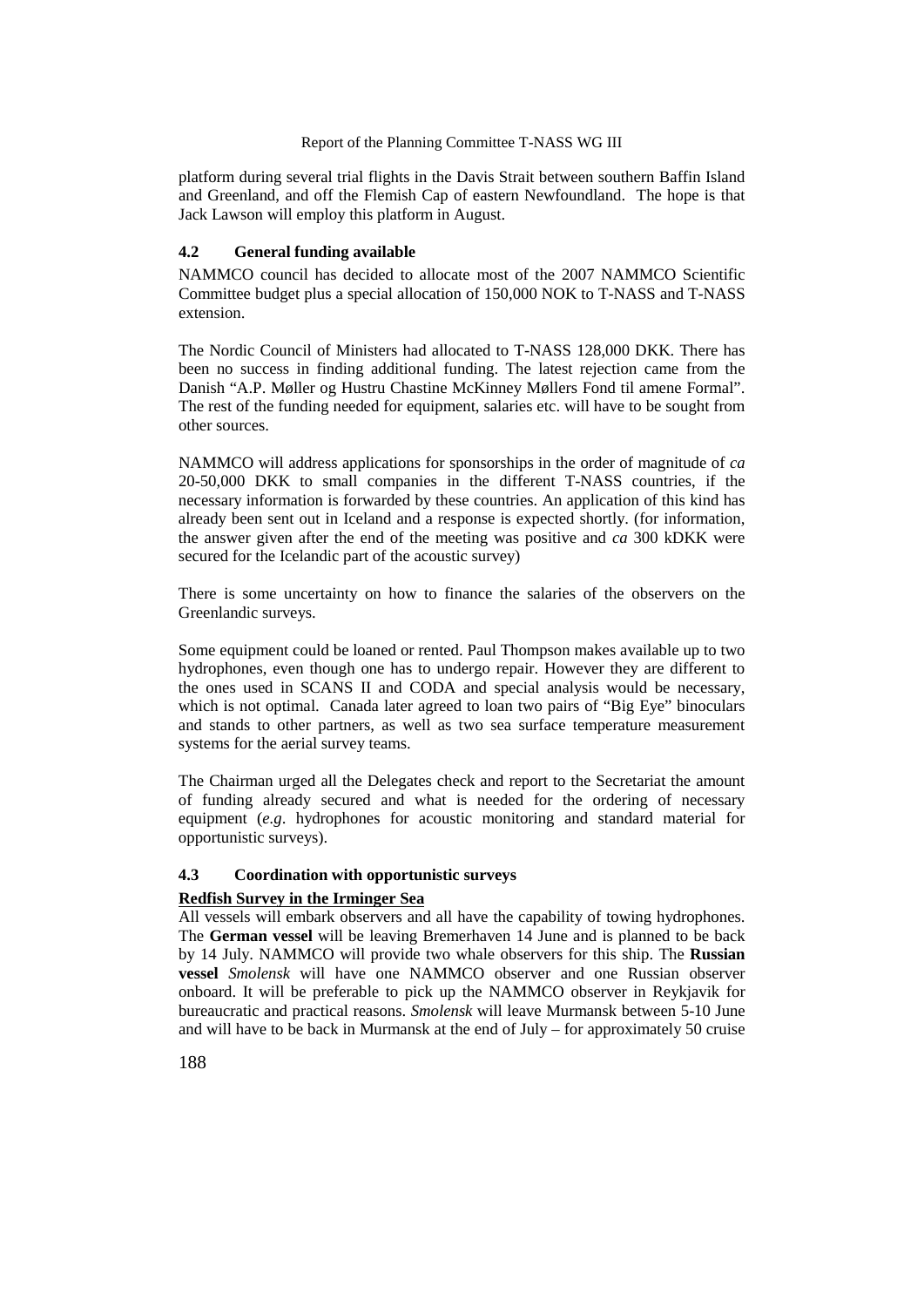platform during several trial flights in the Davis Strait between southern Baffin Island and Greenland, and off the Flemish Cap of eastern Newfoundland. The hope is that Jack Lawson will employ this platform in August.

### 4.2 General funding available

NAMMCO council has decided to allocate most of the 2007 NAMMCO Scientific Committee budget plus a special allocation of 150,000 NOK to T-NASS and T-NASS extension.

The Nordic Council of Ministers had allocated to T-NASS 128,000 DKK. There has been no success in finding additional funding. The latest rejection came from the Danish "A.P. Møller og Hustru Chastine McKinney Møllers Fond til amene Formal". The rest of the funding needed for equipment, salaries etc. will have to be sought from other sources.

NAMMCO will address applications for sponsorships in the order of magnitude of *ca* 20-50,000 DKK to small companies in the different T-NASS countries, if the necessary information is forwarded by these countries. An application of this kind has already been sent out in Iceland and a response is expected shortly. (for information, the answer given after the end of the meeting was positive and *ca* 300 kDKK were secured for the Icelandic part of the acoustic survey)

There is some uncertainty on how to finance the salaries of the observers on the Greenlandic surveys.

Some equipment could be loaned or rented. Paul Thompson makes available up to two hydrophones, even though one has to undergo repair. However they are different to the ones used in SCANS II and CODA and special analysis would be necessary, which is not optimal. Canada later agreed to loan two pairs of "Big Eye" binoculars and stands to other partners, as well as two sea surface temperature measurement systems for the aerial survey teams.

The Chairman urged all the Delegates check and report to the Secretariat the amount of funding already secured and what is needed for the ordering of necessary equipment (*e.g*. hydrophones for acoustic monitoring and standard material for opportunistic surveys).

### 4.3 Coordination with opportunistic surveys

**Redfish Survey in the Irminger Sea**

All vessels will embark observers and all have the capability of towing hydrophones. The **German vessel** will be leaving Bremerhaven 14 June and is planned to be back by 14 July. NAMMCO will provide two whale observers for this ship. The **Russian vessel** *Smolensk* will have one NAMMCO observer and one Russian observer onboard. It will be preferable to pick up the NAMMCO observer in Reykjavik for bureaucratic and practical reasons. *Smolensk* will leave Murmansk between 5-10 June and will have to be back in Murmansk at the end of July – for approximately 50 cruise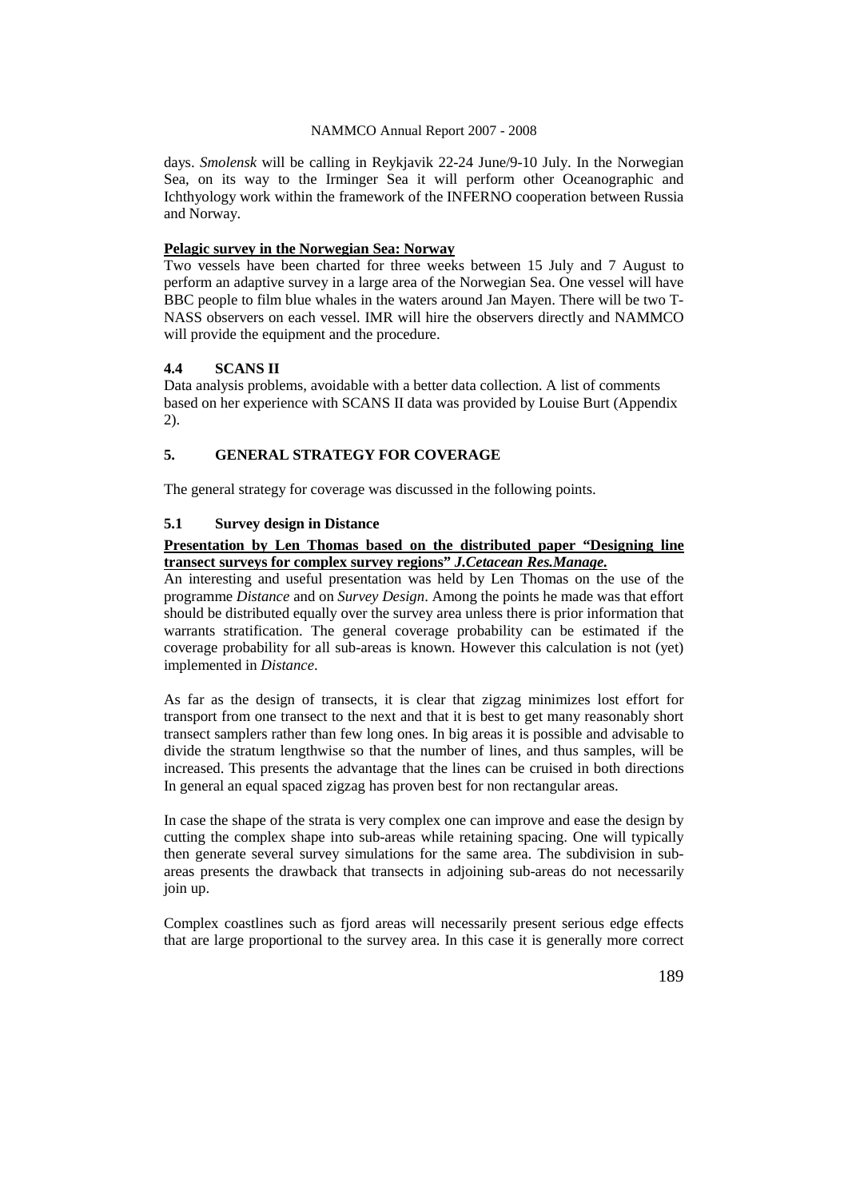days. *Smolensk* will be calling in Reykjavik 22-24 June/9-10 July. In the Norwegian Sea, on its way to the Irminger Sea it will perform other Oceanographic and Ichthyology work within the framework of the INFERNO cooperation between Russia and Norway.

**Pelagic survey in the Norwegian Sea: Norway**

Two vessels have been charted for three weeks between 15 July and 7 August to perform an adaptive survey in a large area of the Norwegian Sea. One vessel will have BBC people to film blue whales in the waters around Jan Mayen. There will be two T-NASS observers on each vessel. IMR will hire the observers directly and NAMMCO will provide the equipment and the procedure.

### 4.4 SCANS II

Data analysis problems, avoidable with a better data collection. A list of comments based on her experience with SCANS II data was provided by Louise Burt (Appendix 2).

## 5. GENERAL STRATEGY FOR COVERAGE

The general strategy for coverage was discussed in the following points.

### 5.1 Survey design in Distance

**Presentation by Len Thomas based on the distributed paper "Designing line transect surveys for complex survey regions" *J.Cetacean Res.Manage.***

An interesting and useful presentation was held by Len Thomas on the use of the programme *Distance* and on *Survey Design*. Among the points he made was that effort should be distributed equally over the survey area unless there is prior information that warrants stratification. The general coverage probability can be estimated if the coverage probability for all sub-areas is known. However this calculation is not (yet) implemented in *Distance*.

As far as the design of transects, it is clear that zigzag minimizes lost effort for transport from one transect to the next and that it is best to get many reasonably short transect samplers rather than few long ones. In big areas it is possible and advisable to divide the stratum lengthwise so that the number of lines, and thus samples, will be increased. This presents the advantage that the lines can be cruised in both directions In general an equal spaced zigzag has proven best for non rectangular areas.

In case the shape of the strata is very complex one can improve and ease the design by cutting the complex shape into sub-areas while retaining spacing. One will typically then generate several survey simulations for the same area. The subdivision in sub-areas presents the drawback that transects in adjoining sub-areas do not necessarily join up.

Complex coastlines such as fjord areas will necessarily present serious edge effects that are large proportional to the survey area. In this case it is generally more correct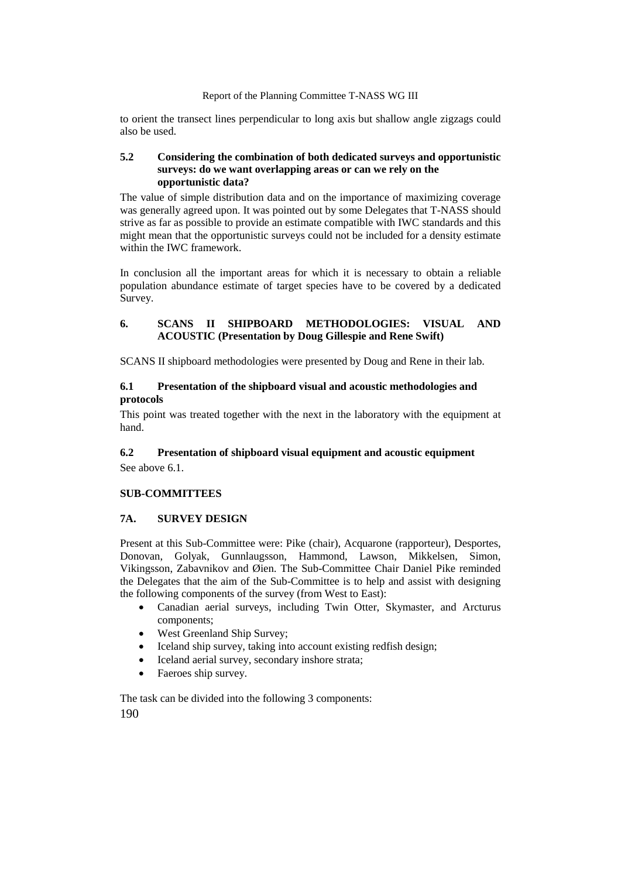to orient the transect lines perpendicular to long axis but shallow angle zigzags could also be used.

### 5.2 Considering the combination of both dedicated surveys and opportunistic surveys: do we want overlapping areas or can we rely on the opportunistic data?

The value of simple distribution data and on the importance of maximizing coverage was generally agreed upon. It was pointed out by some Delegates that T-NASS should strive as far as possible to provide an estimate compatible with IWC standards and this might mean that the opportunistic surveys could not be included for a density estimate within the IWC framework.

In conclusion all the important areas for which it is necessary to obtain a reliable population abundance estimate of target species have to be covered by a dedicated Survey.

## 6. SCANS II SHIPBOARD METHODOLOGIES: VISUAL AND ACOUSTIC (Presentation by Doug Gillespie and Rene Swift)

SCANS II shipboard methodologies were presented by Doug and Rene in their lab.

### 6.1 Presentation of the shipboard visual and acoustic methodologies and protocols

This point was treated together with the next in the laboratory with the equipment at hand.

### 6.2 Presentation of shipboard visual equipment and acoustic equipment

See above 6.1.

## SUB-COMMITTEES

## 7A. SURVEY DESIGN

Present at this Sub-Committee were: Pike (chair), Acquarone (rapporteur), Desportes, Donovan, Golyak, Gunnlaugsson, Hammond, Lawson, Mikkelsen, Simon, Vikingsson, Zabavnikov and Øien. The Sub-Committee Chair Daniel Pike reminded the Delegates that the aim of the Sub-Committee is to help and assist with designing the following components of the survey (from West to East):

- Canadian aerial surveys, including Twin Otter, Skymaster, and Arcturus components;
- West Greenland Ship Survey;
- Iceland ship survey, taking into account existing redfish design;
- Iceland aerial survey, secondary inshore strata;
- Faeroes ship survey.

The task can be divided into the following 3 components: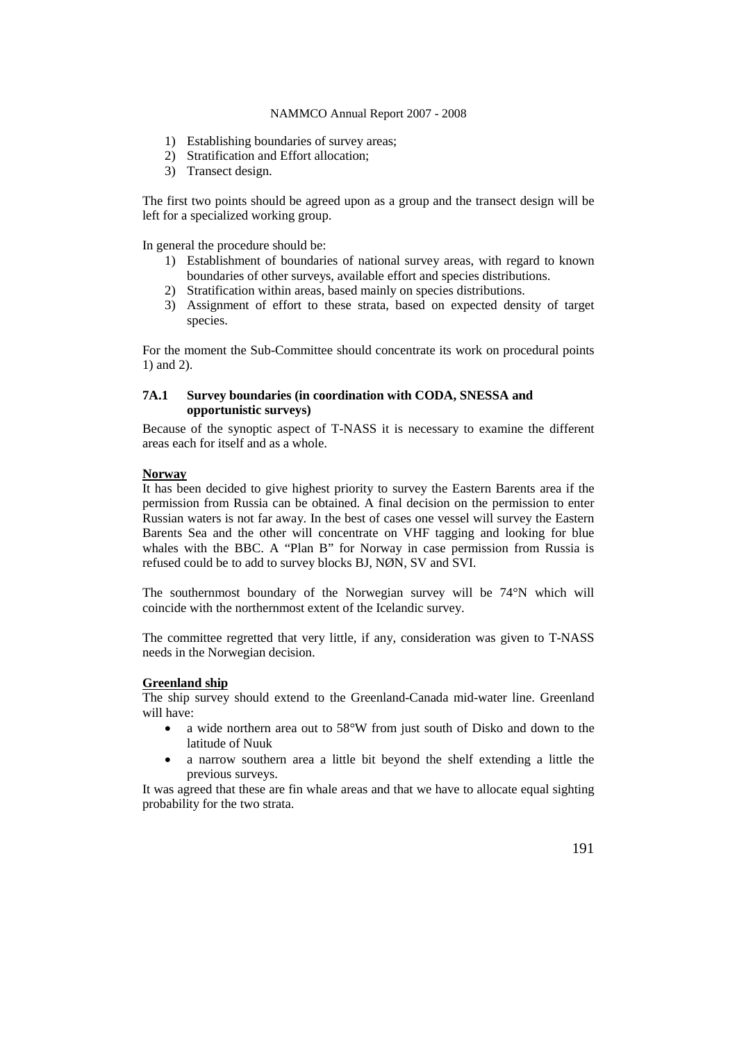1) Establishing boundaries of survey areas;
2) Stratification and Effort allocation;
3) Transect design.

The first two points should be agreed upon as a group and the transect design will be left for a specialized working group.

In general the procedure should be:

1) Establishment of boundaries of national survey areas, with regard to known boundaries of other surveys, available effort and species distributions.
2) Stratification within areas, based mainly on species distributions.
3) Assignment of effort to these strata, based on expected density of target species.

For the moment the Sub-Committee should concentrate its work on procedural points 1) and 2).

### 7A.1 Survey boundaries (in coordination with CODA, SNESSA and opportunistic surveys)

Because of the synoptic aspect of T-NASS it is necessary to examine the different areas each for itself and as a whole.

**Norway**

It has been decided to give highest priority to survey the Eastern Barents area if the permission from Russia can be obtained. A final decision on the permission to enter Russian waters is not far away. In the best of cases one vessel will survey the Eastern Barents Sea and the other will concentrate on VHF tagging and looking for blue whales with the BBC. A "Plan B" for Norway in case permission from Russia is refused could be to add to survey blocks BJ, NØN, SV and SVI.

The southernmost boundary of the Norwegian survey will be 74°N which will coincide with the northernmost extent of the Icelandic survey.

The committee regretted that very little, if any, consideration was given to T-NASS needs in the Norwegian decision.

**Greenland ship**

The ship survey should extend to the Greenland-Canada mid-water line. Greenland will have:

- a wide northern area out to 58°W from just south of Disko and down to the latitude of Nuuk
- a narrow southern area a little bit beyond the shelf extending a little the previous surveys.

It was agreed that these are fin whale areas and that we have to allocate equal sighting probability for the two strata.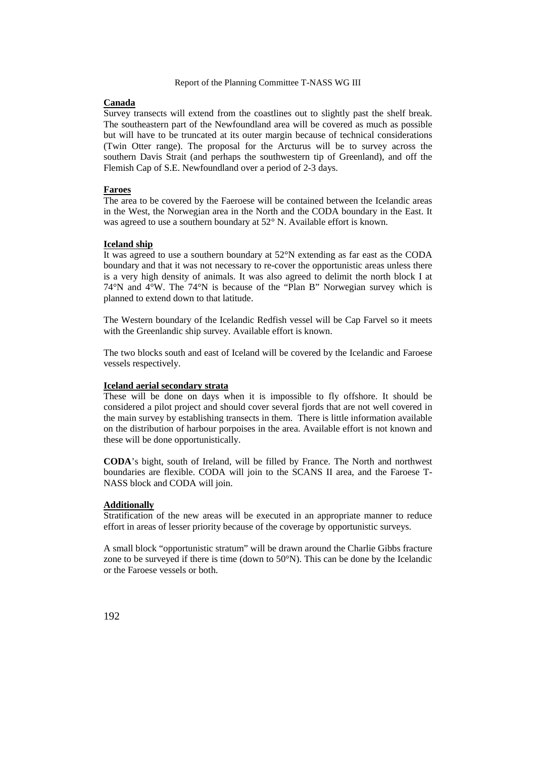**Canada**

Survey transects will extend from the coastlines out to slightly past the shelf break. The southeastern part of the Newfoundland area will be covered as much as possible but will have to be truncated at its outer margin because of technical considerations (Twin Otter range). The proposal for the Arcturus will be to survey across the southern Davis Strait (and perhaps the southwestern tip of Greenland), and off the Flemish Cap of S.E. Newfoundland over a period of 2-3 days.

**Faroes**

The area to be covered by the Faeroese will be contained between the Icelandic areas in the West, the Norwegian area in the North and the CODA boundary in the East. It was agreed to use a southern boundary at 52° N. Available effort is known.

**Iceland ship**

It was agreed to use a southern boundary at 52°N extending as far east as the CODA boundary and that it was not necessary to re-cover the opportunistic areas unless there is a very high density of animals. It was also agreed to delimit the north block I at 74°N and 4°W. The 74°N is because of the "Plan B" Norwegian survey which is planned to extend down to that latitude.

The Western boundary of the Icelandic Redfish vessel will be Cap Farvel so it meets with the Greenlandic ship survey. Available effort is known.

The two blocks south and east of Iceland will be covered by the Icelandic and Faroese vessels respectively.

**Iceland aerial secondary strata**

These will be done on days when it is impossible to fly offshore. It should be considered a pilot project and should cover several fjords that are not well covered in the main survey by establishing transects in them. There is little information available on the distribution of harbour porpoises in the area. Available effort is not known and these will be done opportunistically.

**CODA**'s bight, south of Ireland, will be filled by France. The North and northwest boundaries are flexible. CODA will join to the SCANS II area, and the Faroese T-NASS block and CODA will join.

**Additionally**

Stratification of the new areas will be executed in an appropriate manner to reduce effort in areas of lesser priority because of the coverage by opportunistic surveys.

A small block "opportunistic stratum" will be drawn around the Charlie Gibbs fracture zone to be surveyed if there is time (down to 50°N). This can be done by the Icelandic or the Faroese vessels or both.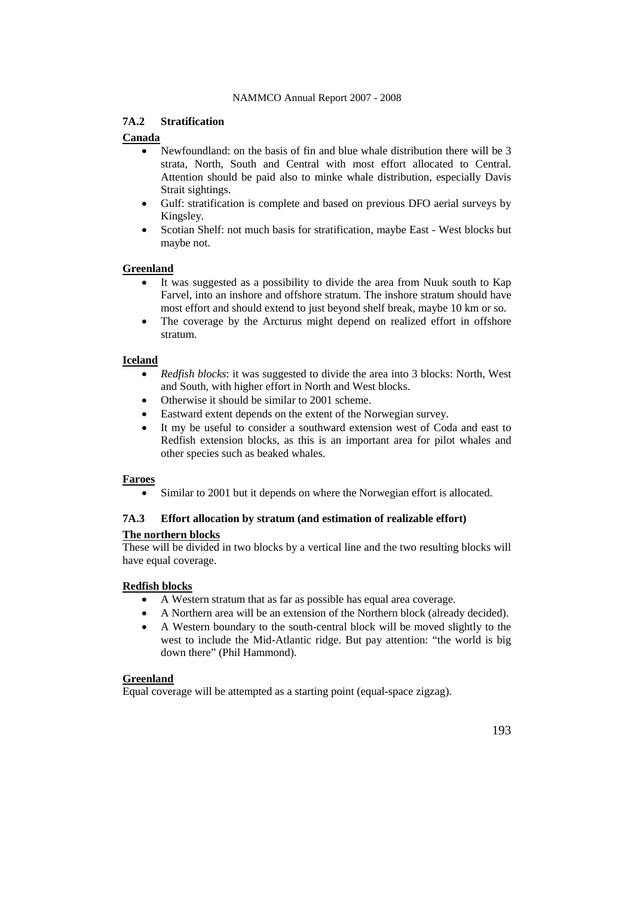### 7A.2 Stratification

**Canada**

- Newfoundland: on the basis of fin and blue whale distribution there will be 3 strata, North, South and Central with most effort allocated to Central. Attention should be paid also to minke whale distribution, especially Davis Strait sightings.
- Gulf: stratification is complete and based on previous DFO aerial surveys by Kingsley.
- Scotian Shelf: not much basis for stratification, maybe East - West blocks but maybe not.

**Greenland**

- It was suggested as a possibility to divide the area from Nuuk south to Kap Farvel, into an inshore and offshore stratum. The inshore stratum should have most effort and should extend to just beyond shelf break, maybe 10 km or so.
- The coverage by the Arcturus might depend on realized effort in offshore stratum.

**Iceland**

- *Redfish blocks*: it was suggested to divide the area into 3 blocks: North, West and South, with higher effort in North and West blocks.
- Otherwise it should be similar to 2001 scheme.
- Eastward extent depends on the extent of the Norwegian survey.
- It my be useful to consider a southward extension west of Coda and east to Redfish extension blocks, as this is an important area for pilot whales and other species such as beaked whales.

**Faroes**

- Similar to 2001 but it depends on where the Norwegian effort is allocated.

### 7A.3 Effort allocation by stratum (and estimation of realizable effort)

**The northern blocks**

These will be divided in two blocks by a vertical line and the two resulting blocks will have equal coverage.

**Redfish blocks**

- A Western stratum that as far as possible has equal area coverage.
- A Northern area will be an extension of the Northern block (already decided).
- A Western boundary to the south-central block will be moved slightly to the west to include the Mid-Atlantic ridge. But pay attention: "the world is big down there" (Phil Hammond).

**Greenland**

Equal coverage will be attempted as a starting point (equal-space zigzag).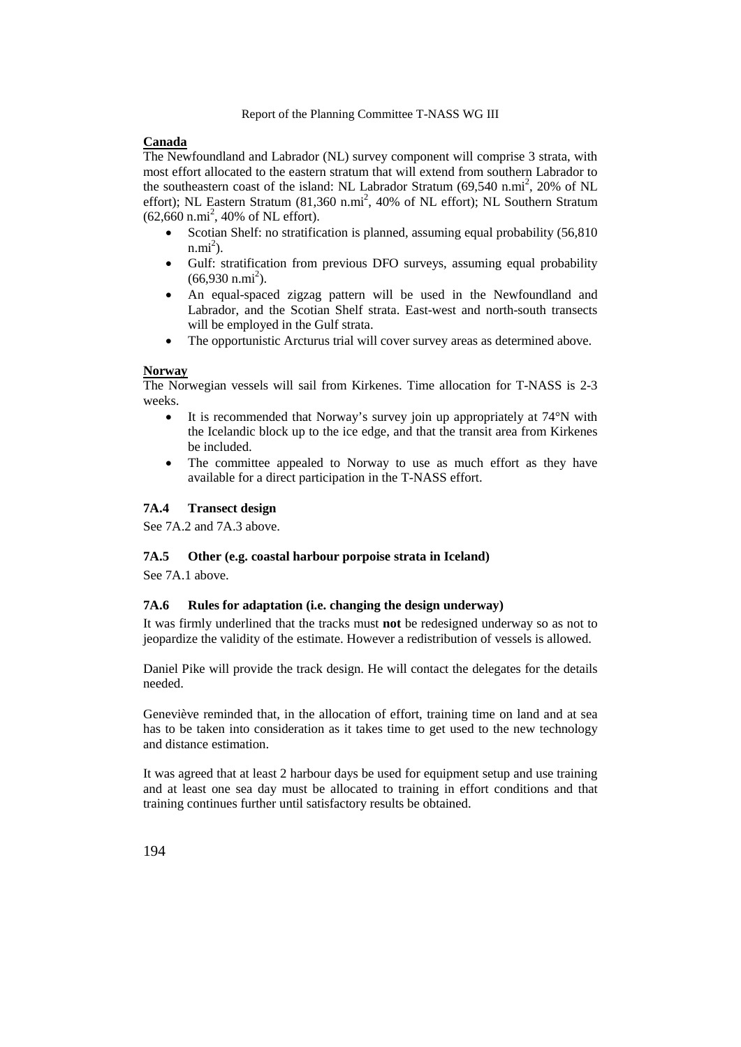**Canada**

The Newfoundland and Labrador (NL) survey component will comprise 3 strata, with most effort allocated to the eastern stratum that will extend from southern Labrador to the southeastern coast of the island: NL Labrador Stratum (69,540 n.mi$^2$, 20% of NL effort); NL Eastern Stratum (81,360 n.mi$^2$, 40% of NL effort); NL Southern Stratum (62,660 n.mi$^2$, 40% of NL effort).

- Scotian Shelf: no stratification is planned, assuming equal probability (56,810 n.mi$^2$).
- Gulf: stratification from previous DFO surveys, assuming equal probability (66,930 n.mi$^2$).
- An equal-spaced zigzag pattern will be used in the Newfoundland and Labrador, and the Scotian Shelf strata. East-west and north-south transects will be employed in the Gulf strata.
- The opportunistic Arcturus trial will cover survey areas as determined above.

**Norway**

The Norwegian vessels will sail from Kirkenes. Time allocation for T-NASS is 2-3 weeks.

- It is recommended that Norway's survey join up appropriately at 74°N with the Icelandic block up to the ice edge, and that the transit area from Kirkenes be included.
- The committee appealed to Norway to use as much effort as they have available for a direct participation in the T-NASS effort.

### 7A.4 Transect design

See 7A.2 and 7A.3 above.

### 7A.5 Other (e.g. coastal harbour porpoise strata in Iceland)

See 7A.1 above.

### 7A.6 Rules for adaptation (i.e. changing the design underway)

It was firmly underlined that the tracks must **not** be redesigned underway so as not to jeopardize the validity of the estimate. However a redistribution of vessels is allowed.

Daniel Pike will provide the track design. He will contact the delegates for the details needed.

Geneviève reminded that, in the allocation of effort, training time on land and at sea has to be taken into consideration as it takes time to get used to the new technology and distance estimation.

It was agreed that at least 2 harbour days be used for equipment setup and use training and at least one sea day must be allocated to training in effort conditions and that training continues further until satisfactory results be obtained.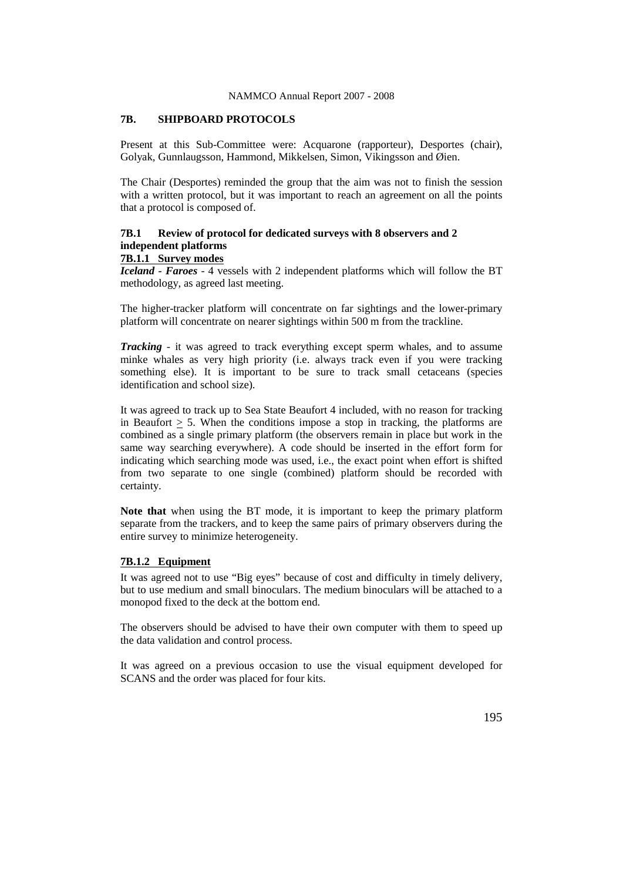## 7B. SHIPBOARD PROTOCOLS

Present at this Sub-Committee were: Acquarone (rapporteur), Desportes (chair), Golyak, Gunnlaugsson, Hammond, Mikkelsen, Simon, Vikingsson and Øien.

The Chair (Desportes) reminded the group that the aim was not to finish the session with a written protocol, but it was important to reach an agreement on all the points that a protocol is composed of.

### 7B.1 Review of protocol for dedicated surveys with 8 observers and 2 independent platforms

#### 7B.1.1 Survey modes

***Iceland - Faroes*** - 4 vessels with 2 independent platforms which will follow the BT methodology, as agreed last meeting.

The higher-tracker platform will concentrate on far sightings and the lower-primary platform will concentrate on nearer sightings within 500 m from the trackline.

***Tracking*** - it was agreed to track everything except sperm whales, and to assume minke whales as very high priority (i.e. always track even if you were tracking something else). It is important to be sure to track small cetaceans (species identification and school size).

It was agreed to track up to Sea State Beaufort 4 included, with no reason for tracking in Beaufort $\geq$ 5. When the conditions impose a stop in tracking, the platforms are combined as a single primary platform (the observers remain in place but work in the same way searching everywhere). A code should be inserted in the effort form for indicating which searching mode was used, i.e., the exact point when effort is shifted from two separate to one single (combined) platform should be recorded with certainty.

**Note that** when using the BT mode, it is important to keep the primary platform separate from the trackers, and to keep the same pairs of primary observers during the entire survey to minimize heterogeneity.

#### 7B.1.2 Equipment

It was agreed not to use "Big eyes" because of cost and difficulty in timely delivery, but to use medium and small binoculars. The medium binoculars will be attached to a monopod fixed to the deck at the bottom end.

The observers should be advised to have their own computer with them to speed up the data validation and control process.

It was agreed on a previous occasion to use the visual equipment developed for SCANS and the order was placed for four kits.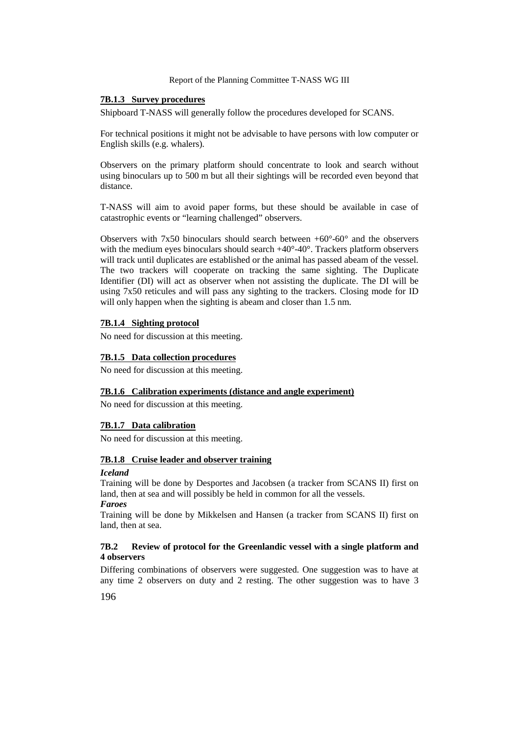#### 7B.1.3 Survey procedures

Shipboard T-NASS will generally follow the procedures developed for SCANS.

For technical positions it might not be advisable to have persons with low computer or English skills (e.g. whalers).

Observers on the primary platform should concentrate to look and search without using binoculars up to 500 m but all their sightings will be recorded even beyond that distance.

T-NASS will aim to avoid paper forms, but these should be available in case of catastrophic events or "learning challenged" observers.

Observers with 7x50 binoculars should search between +60°-60° and the observers with the medium eyes binoculars should search +40°-40°. Trackers platform observers will track until duplicates are established or the animal has passed abeam of the vessel. The two trackers will cooperate on tracking the same sighting. The Duplicate Identifier (DI) will act as observer when not assisting the duplicate. The DI will be using 7x50 reticules and will pass any sighting to the trackers. Closing mode for ID will only happen when the sighting is abeam and closer than 1.5 nm.

#### 7B.1.4 Sighting protocol

No need for discussion at this meeting.

#### 7B.1.5 Data collection procedures

No need for discussion at this meeting.

#### 7B.1.6 Calibration experiments (distance and angle experiment)

No need for discussion at this meeting.

#### 7B.1.7 Data calibration

No need for discussion at this meeting.

#### 7B.1.8 Cruise leader and observer training

***Iceland***

Training will be done by Desportes and Jacobsen (a tracker from SCANS II) first on land, then at sea and will possibly be held in common for all the vessels.

***Faroes***

Training will be done by Mikkelsen and Hansen (a tracker from SCANS II) first on land, then at sea.

### 7B.2 Review of protocol for the Greenlandic vessel with a single platform and 4 observers

Differing combinations of observers were suggested. One suggestion was to have at any time 2 observers on duty and 2 resting. The other suggestion was to have 3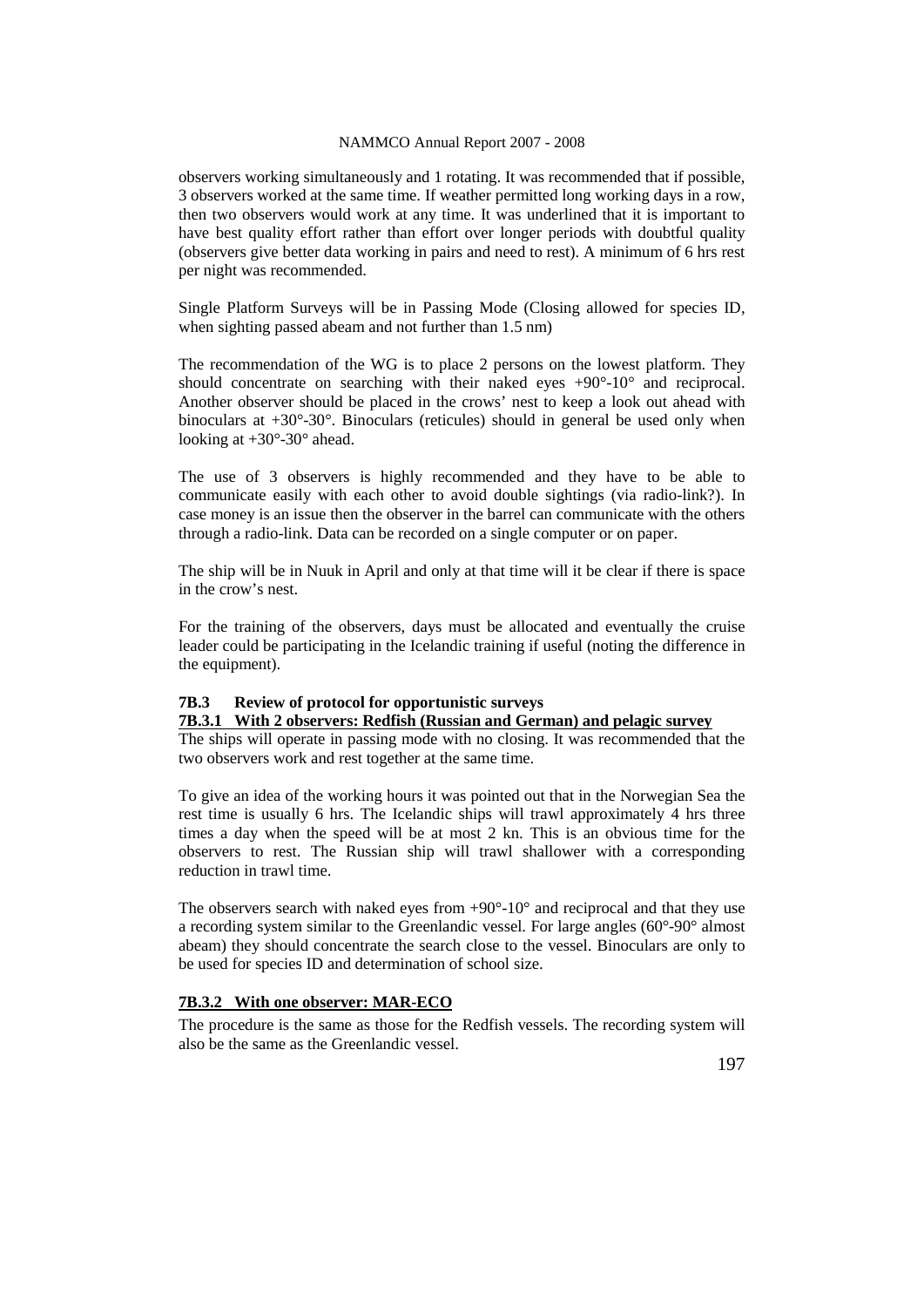observers working simultaneously and 1 rotating. It was recommended that if possible, 3 observers worked at the same time. If weather permitted long working days in a row, then two observers would work at any time. It was underlined that it is important to have best quality effort rather than effort over longer periods with doubtful quality (observers give better data working in pairs and need to rest). A minimum of 6 hrs rest per night was recommended.

Single Platform Surveys will be in Passing Mode (Closing allowed for species ID, when sighting passed abeam and not further than 1.5 nm)

The recommendation of the WG is to place 2 persons on the lowest platform. They should concentrate on searching with their naked eyes +90°-10° and reciprocal. Another observer should be placed in the crows' nest to keep a look out ahead with binoculars at +30°-30°. Binoculars (reticules) should in general be used only when looking at +30°-30° ahead.

The use of 3 observers is highly recommended and they have to be able to communicate easily with each other to avoid double sightings (via radio-link?). In case money is an issue then the observer in the barrel can communicate with the others through a radio-link. Data can be recorded on a single computer or on paper.

The ship will be in Nuuk in April and only at that time will it be clear if there is space in the crow's nest.

For the training of the observers, days must be allocated and eventually the cruise leader could be participating in the Icelandic training if useful (noting the difference in the equipment).

### 7B.3 Review of protocol for opportunistic surveys

#### 7B.3.1 With 2 observers: Redfish (Russian and German) and pelagic survey

The ships will operate in passing mode with no closing. It was recommended that the two observers work and rest together at the same time.

To give an idea of the working hours it was pointed out that in the Norwegian Sea the rest time is usually 6 hrs. The Icelandic ships will trawl approximately 4 hrs three times a day when the speed will be at most 2 kn. This is an obvious time for the observers to rest. The Russian ship will trawl shallower with a corresponding reduction in trawl time.

The observers search with naked eyes from +90°-10° and reciprocal and that they use a recording system similar to the Greenlandic vessel. For large angles (60°-90° almost abeam) they should concentrate the search close to the vessel. Binoculars are only to be used for species ID and determination of school size.

#### 7B.3.2 With one observer: MAR-ECO

The procedure is the same as those for the Redfish vessels. The recording system will also be the same as the Greenlandic vessel.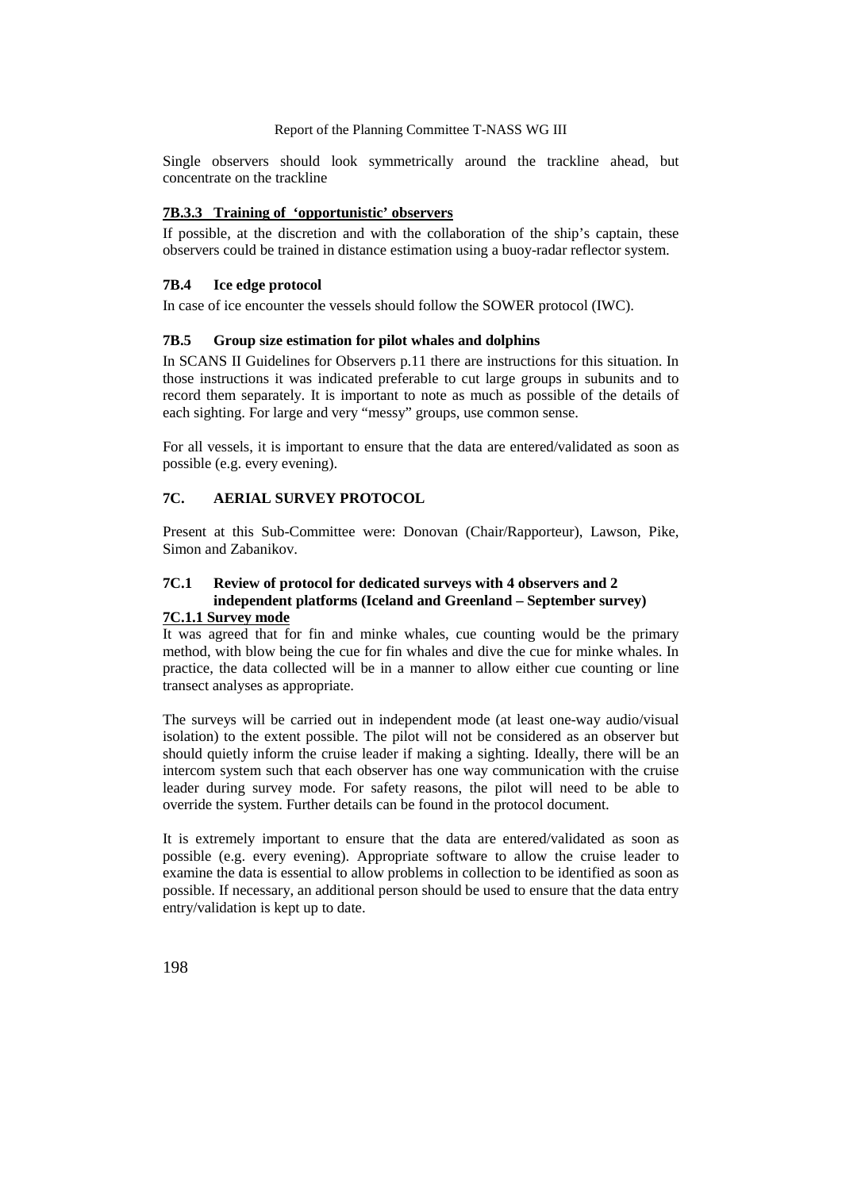Single observers should look symmetrically around the trackline ahead, but concentrate on the trackline

#### 7B.3.3 Training of 'opportunistic' observers

If possible, at the discretion and with the collaboration of the ship's captain, these observers could be trained in distance estimation using a buoy-radar reflector system.

### 7B.4 Ice edge protocol

In case of ice encounter the vessels should follow the SOWER protocol (IWC).

### 7B.5 Group size estimation for pilot whales and dolphins

In SCANS II Guidelines for Observers p.11 there are instructions for this situation. In those instructions it was indicated preferable to cut large groups in subunits and to record them separately. It is important to note as much as possible of the details of each sighting. For large and very "messy" groups, use common sense.

For all vessels, it is important to ensure that the data are entered/validated as soon as possible (e.g. every evening).

## 7C. AERIAL SURVEY PROTOCOL

Present at this Sub-Committee were: Donovan (Chair/Rapporteur), Lawson, Pike, Simon and Zabanikov.

### 7C.1 Review of protocol for dedicated surveys with 4 observers and 2 independent platforms (Iceland and Greenland – September survey)

#### 7C.1.1 Survey mode

It was agreed that for fin and minke whales, cue counting would be the primary method, with blow being the cue for fin whales and dive the cue for minke whales. In practice, the data collected will be in a manner to allow either cue counting or line transect analyses as appropriate.

The surveys will be carried out in independent mode (at least one-way audio/visual isolation) to the extent possible. The pilot will not be considered as an observer but should quietly inform the cruise leader if making a sighting. Ideally, there will be an intercom system such that each observer has one way communication with the cruise leader during survey mode. For safety reasons, the pilot will need to be able to override the system. Further details can be found in the protocol document.

It is extremely important to ensure that the data are entered/validated as soon as possible (e.g. every evening). Appropriate software to allow the cruise leader to examine the data is essential to allow problems in collection to be identified as soon as possible. If necessary, an additional person should be used to ensure that the data entry entry/validation is kept up to date.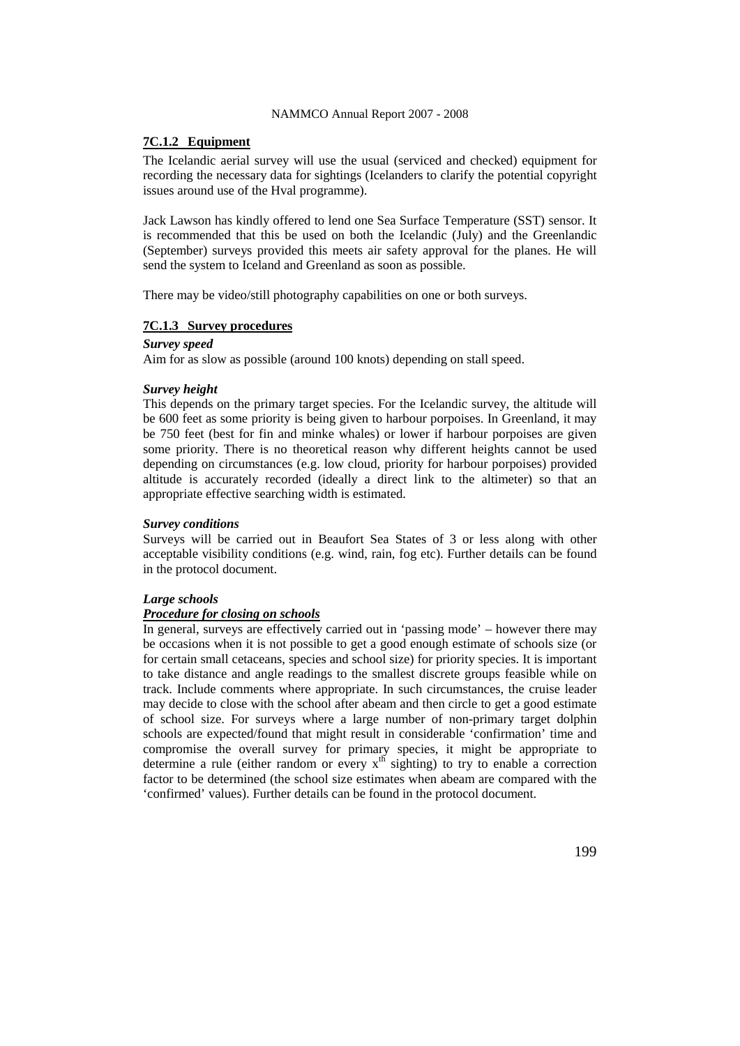### 7C.1.2 Equipment

The Icelandic aerial survey will use the usual (serviced and checked) equipment for recording the necessary data for sightings (Icelanders to clarify the potential copyright issues around use of the Hval programme).

Jack Lawson has kindly offered to lend one Sea Surface Temperature (SST) sensor. It is recommended that this be used on both the Icelandic (July) and the Greenlandic (September) surveys provided this meets air safety approval for the planes. He will send the system to Iceland and Greenland as soon as possible.

There may be video/still photography capabilities on one or both surveys.

### 7C.1.3 Survey procedures

***Survey speed***

Aim for as slow as possible (around 100 knots) depending on stall speed.

***Survey height***

This depends on the primary target species. For the Icelandic survey, the altitude will be 600 feet as some priority is being given to harbour porpoises. In Greenland, it may be 750 feet (best for fin and minke whales) or lower if harbour porpoises are given some priority. There is no theoretical reason why different heights cannot be used depending on circumstances (e.g. low cloud, priority for harbour porpoises) provided altitude is accurately recorded (ideally a direct link to the altimeter) so that an appropriate effective searching width is estimated.

***Survey conditions***

Surveys will be carried out in Beaufort Sea States of 3 or less along with other acceptable visibility conditions (e.g. wind, rain, fog etc). Further details can be found in the protocol document.

***Large schools***

***Procedure for closing on schools***

In general, surveys are effectively carried out in 'passing mode' – however there may be occasions when it is not possible to get a good enough estimate of schools size (or for certain small cetaceans, species and school size) for priority species. It is important to take distance and angle readings to the smallest discrete groups feasible while on track. Include comments where appropriate. In such circumstances, the cruise leader may decide to close with the school after abeam and then circle to get a good estimate of school size. For surveys where a large number of non-primary target dolphin schools are expected/found that might result in considerable 'confirmation' time and compromise the overall survey for primary species, it might be appropriate to determine a rule (either random or every $x^{th}$ sighting) to try to enable a correction factor to be determined (the school size estimates when abeam are compared with the 'confirmed' values). Further details can be found in the protocol document.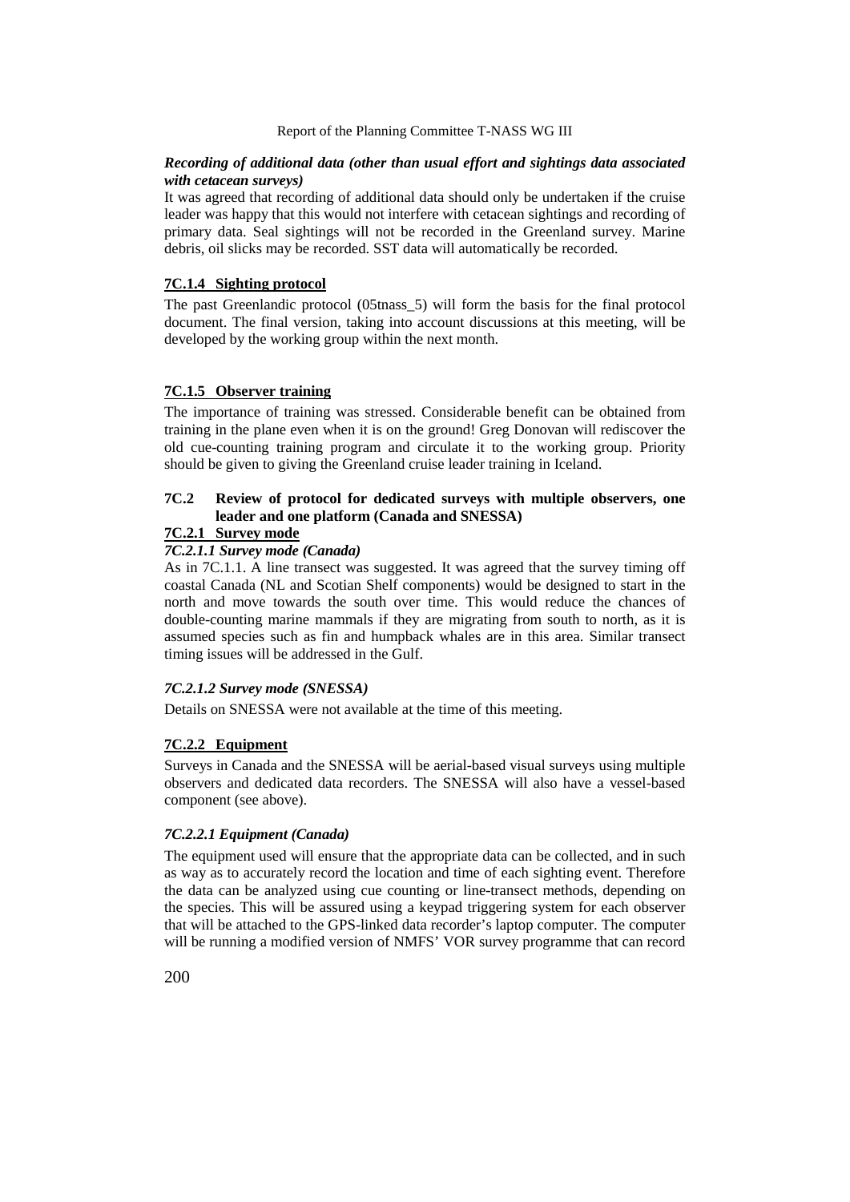***Recording of additional data (other than usual effort and sightings data associated with cetacean surveys)***

It was agreed that recording of additional data should only be undertaken if the cruise leader was happy that this would not interfere with cetacean sightings and recording of primary data. Seal sightings will not be recorded in the Greenland survey. Marine debris, oil slicks may be recorded. SST data will automatically be recorded.

#### 7C.1.4 Sighting protocol

The past Greenlandic protocol (05tnass_5) will form the basis for the final protocol document. The final version, taking into account discussions at this meeting, will be developed by the working group within the next month.

#### 7C.1.5 Observer training

The importance of training was stressed. Considerable benefit can be obtained from training in the plane even when it is on the ground! Greg Donovan will rediscover the old cue-counting training program and circulate it to the working group. Priority should be given to giving the Greenland cruise leader training in Iceland.

### 7C.2 Review of protocol for dedicated surveys with multiple observers, one leader and one platform (Canada and SNESSA)

#### 7C.2.1 Survey mode

##### *7C.2.1.1 Survey mode (Canada)*

As in 7C.1.1. A line transect was suggested. It was agreed that the survey timing off coastal Canada (NL and Scotian Shelf components) would be designed to start in the north and move towards the south over time. This would reduce the chances of double-counting marine mammals if they are migrating from south to north, as it is assumed species such as fin and humpback whales are in this area. Similar transect timing issues will be addressed in the Gulf.

##### *7C.2.1.2 Survey mode (SNESSA)*

Details on SNESSA were not available at the time of this meeting.

#### 7C.2.2 Equipment

Surveys in Canada and the SNESSA will be aerial-based visual surveys using multiple observers and dedicated data recorders. The SNESSA will also have a vessel-based component (see above).

##### *7C.2.2.1 Equipment (Canada)*

The equipment used will ensure that the appropriate data can be collected, and in such as way as to accurately record the location and time of each sighting event. Therefore the data can be analyzed using cue counting or line-transect methods, depending on the species. This will be assured using a keypad triggering system for each observer that will be attached to the GPS-linked data recorder's laptop computer. The computer will be running a modified version of NMFS' VOR survey programme that can record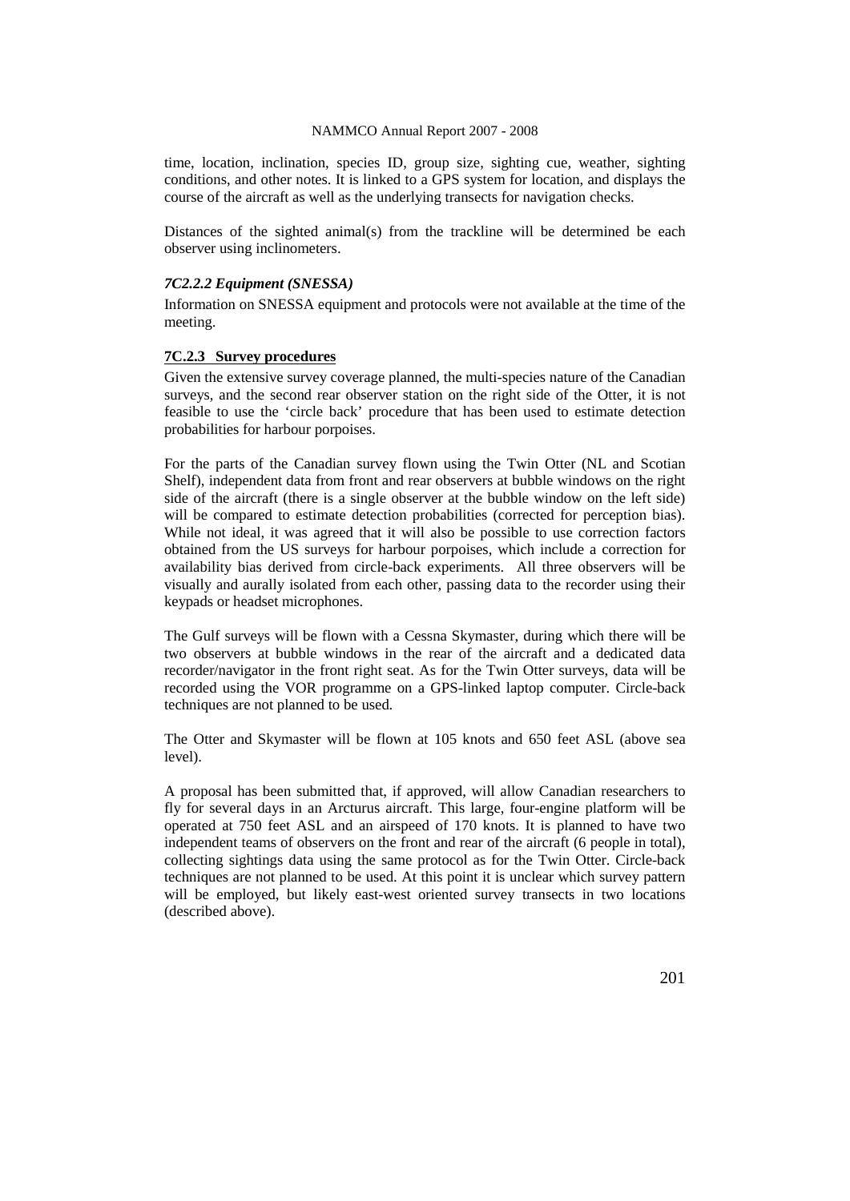time, location, inclination, species ID, group size, sighting cue, weather, sighting conditions, and other notes. It is linked to a GPS system for location, and displays the course of the aircraft as well as the underlying transects for navigation checks.

Distances of the sighted animal(s) from the trackline will be determined be each observer using inclinometers.

#### *7C2.2.2 Equipment (SNESSA)*

Information on SNESSA equipment and protocols were not available at the time of the meeting.

### 7C.2.3 Survey procedures

Given the extensive survey coverage planned, the multi-species nature of the Canadian surveys, and the second rear observer station on the right side of the Otter, it is not feasible to use the 'circle back' procedure that has been used to estimate detection probabilities for harbour porpoises.

For the parts of the Canadian survey flown using the Twin Otter (NL and Scotian Shelf), independent data from front and rear observers at bubble windows on the right side of the aircraft (there is a single observer at the bubble window on the left side) will be compared to estimate detection probabilities (corrected for perception bias). While not ideal, it was agreed that it will also be possible to use correction factors obtained from the US surveys for harbour porpoises, which include a correction for availability bias derived from circle-back experiments. All three observers will be visually and aurally isolated from each other, passing data to the recorder using their keypads or headset microphones.

The Gulf surveys will be flown with a Cessna Skymaster, during which there will be two observers at bubble windows in the rear of the aircraft and a dedicated data recorder/navigator in the front right seat. As for the Twin Otter surveys, data will be recorded using the VOR programme on a GPS-linked laptop computer. Circle-back techniques are not planned to be used.

The Otter and Skymaster will be flown at 105 knots and 650 feet ASL (above sea level).

A proposal has been submitted that, if approved, will allow Canadian researchers to fly for several days in an Arcturus aircraft. This large, four-engine platform will be operated at 750 feet ASL and an airspeed of 170 knots. It is planned to have two independent teams of observers on the front and rear of the aircraft (6 people in total), collecting sightings data using the same protocol as for the Twin Otter. Circle-back techniques are not planned to be used. At this point it is unclear which survey pattern will be employed, but likely east-west oriented survey transects in two locations (described above).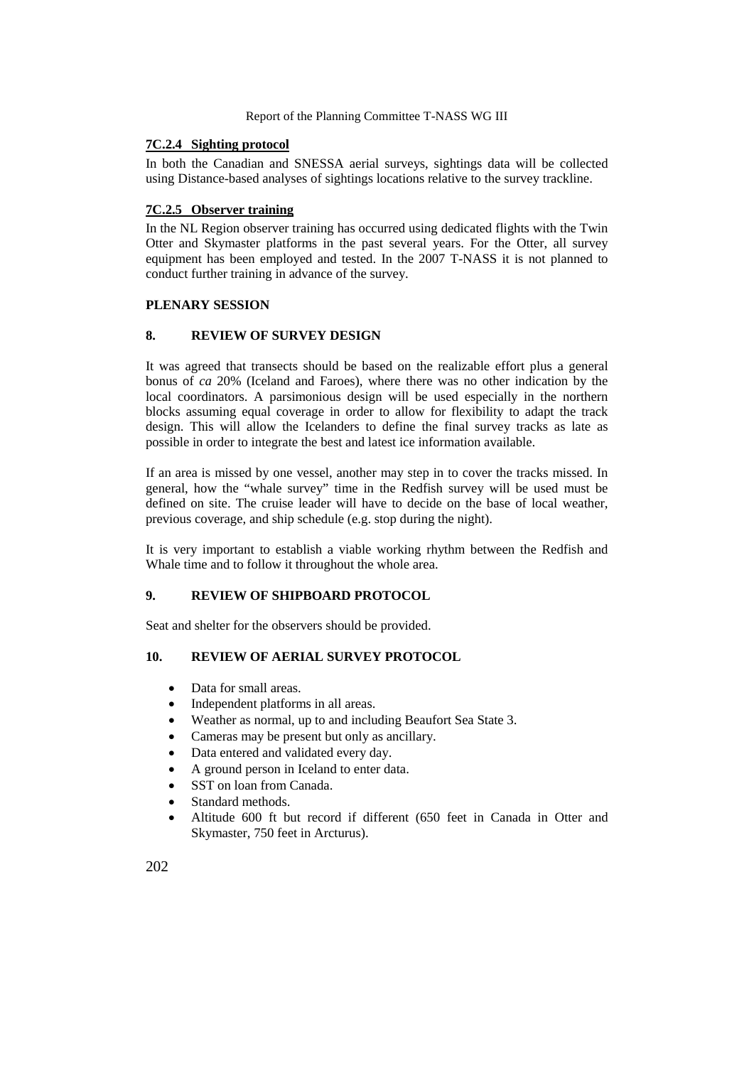### 7C.2.4 Sighting protocol

In both the Canadian and SNESSA aerial surveys, sightings data will be collected using Distance-based analyses of sightings locations relative to the survey trackline.

### 7C.2.5 Observer training

In the NL Region observer training has occurred using dedicated flights with the Twin Otter and Skymaster platforms in the past several years. For the Otter, all survey equipment has been employed and tested. In the 2007 T-NASS it is not planned to conduct further training in advance of the survey.

## PLENARY SESSION

## 8. REVIEW OF SURVEY DESIGN

It was agreed that transects should be based on the realizable effort plus a general bonus of *ca* 20% (Iceland and Faroes), where there was no other indication by the local coordinators. A parsimonious design will be used especially in the northern blocks assuming equal coverage in order to allow for flexibility to adapt the track design. This will allow the Icelanders to define the final survey tracks as late as possible in order to integrate the best and latest ice information available.

If an area is missed by one vessel, another may step in to cover the tracks missed. In general, how the "whale survey" time in the Redfish survey will be used must be defined on site. The cruise leader will have to decide on the base of local weather, previous coverage, and ship schedule (e.g. stop during the night).

It is very important to establish a viable working rhythm between the Redfish and Whale time and to follow it throughout the whole area.

## 9. REVIEW OF SHIPBOARD PROTOCOL

Seat and shelter for the observers should be provided.

## 10. REVIEW OF AERIAL SURVEY PROTOCOL

- Data for small areas.
- Independent platforms in all areas.
- Weather as normal, up to and including Beaufort Sea State 3.
- Cameras may be present but only as ancillary.
- Data entered and validated every day.
- A ground person in Iceland to enter data.
- SST on loan from Canada.
- Standard methods.
- Altitude 600 ft but record if different (650 feet in Canada in Otter and Skymaster, 750 feet in Arcturus).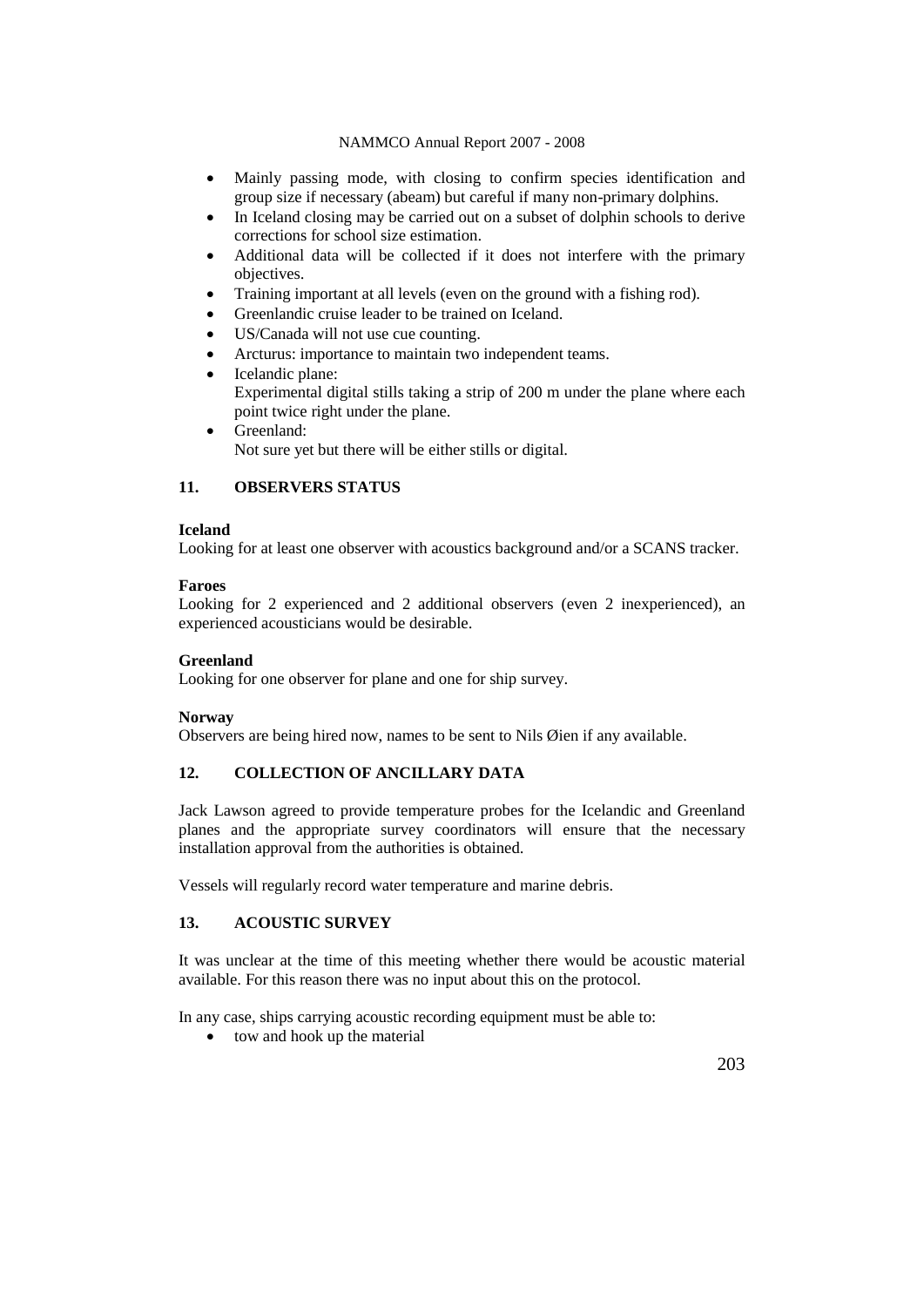- Mainly passing mode, with closing to confirm species identification and group size if necessary (abeam) but careful if many non-primary dolphins.
- In Iceland closing may be carried out on a subset of dolphin schools to derive corrections for school size estimation.
- Additional data will be collected if it does not interfere with the primary objectives.
- Training important at all levels (even on the ground with a fishing rod).
- Greenlandic cruise leader to be trained on Iceland.
- US/Canada will not use cue counting.
- Arcturus: importance to maintain two independent teams.
- Icelandic plane:
  Experimental digital stills taking a strip of 200 m under the plane where each point twice right under the plane.
- Greenland:
  Not sure yet but there will be either stills or digital.

## 11. OBSERVERS STATUS

**Iceland**
Looking for at least one observer with acoustics background and/or a SCANS tracker.

**Faroes**
Looking for 2 experienced and 2 additional observers (even 2 inexperienced), an experienced acousticians would be desirable.

**Greenland**
Looking for one observer for plane and one for ship survey.

**Norway**
Observers are being hired now, names to be sent to Nils Øien if any available.

## 12. COLLECTION OF ANCILLARY DATA

Jack Lawson agreed to provide temperature probes for the Icelandic and Greenland planes and the appropriate survey coordinators will ensure that the necessary installation approval from the authorities is obtained.

Vessels will regularly record water temperature and marine debris.

## 13. ACOUSTIC SURVEY

It was unclear at the time of this meeting whether there would be acoustic material available. For this reason there was no input about this on the protocol.

In any case, ships carrying acoustic recording equipment must be able to:

- tow and hook up the material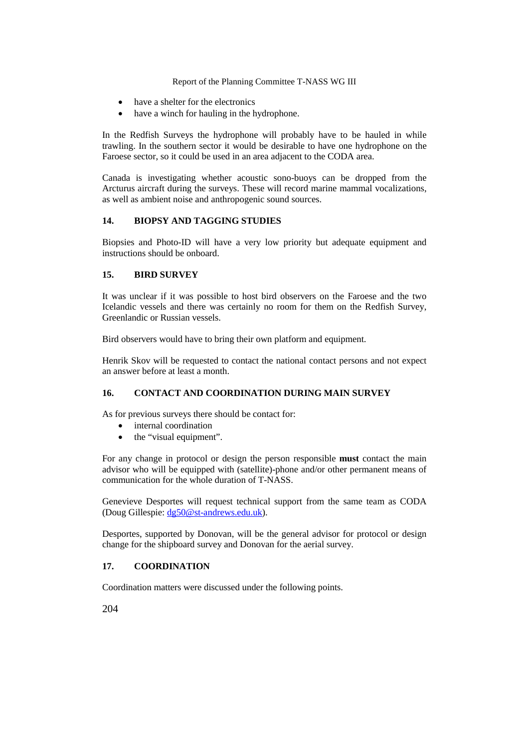- have a shelter for the electronics
- have a winch for hauling in the hydrophone.

In the Redfish Surveys the hydrophone will probably have to be hauled in while trawling. In the southern sector it would be desirable to have one hydrophone on the Faroese sector, so it could be used in an area adjacent to the CODA area.

Canada is investigating whether acoustic sono-buoys can be dropped from the Arcturus aircraft during the surveys. These will record marine mammal vocalizations, as well as ambient noise and anthropogenic sound sources.

## 14. BIOPSY AND TAGGING STUDIES

Biopsies and Photo-ID will have a very low priority but adequate equipment and instructions should be onboard.

## 15. BIRD SURVEY

It was unclear if it was possible to host bird observers on the Faroese and the two Icelandic vessels and there was certainly no room for them on the Redfish Survey, Greenlandic or Russian vessels.

Bird observers would have to bring their own platform and equipment.

Henrik Skov will be requested to contact the national contact persons and not expect an answer before at least a month.

## 16. CONTACT AND COORDINATION DURING MAIN SURVEY

As for previous surveys there should be contact for:

- internal coordination
- the "visual equipment".

For any change in protocol or design the person responsible **must** contact the main advisor who will be equipped with (satellite)-phone and/or other permanent means of communication for the whole duration of T-NASS.

Genevieve Desportes will request technical support from the same team as CODA (Doug Gillespie: dg50@st-andrews.edu.uk).

Desportes, supported by Donovan, will be the general advisor for protocol or design change for the shipboard survey and Donovan for the aerial survey.

## 17. COORDINATION

Coordination matters were discussed under the following points.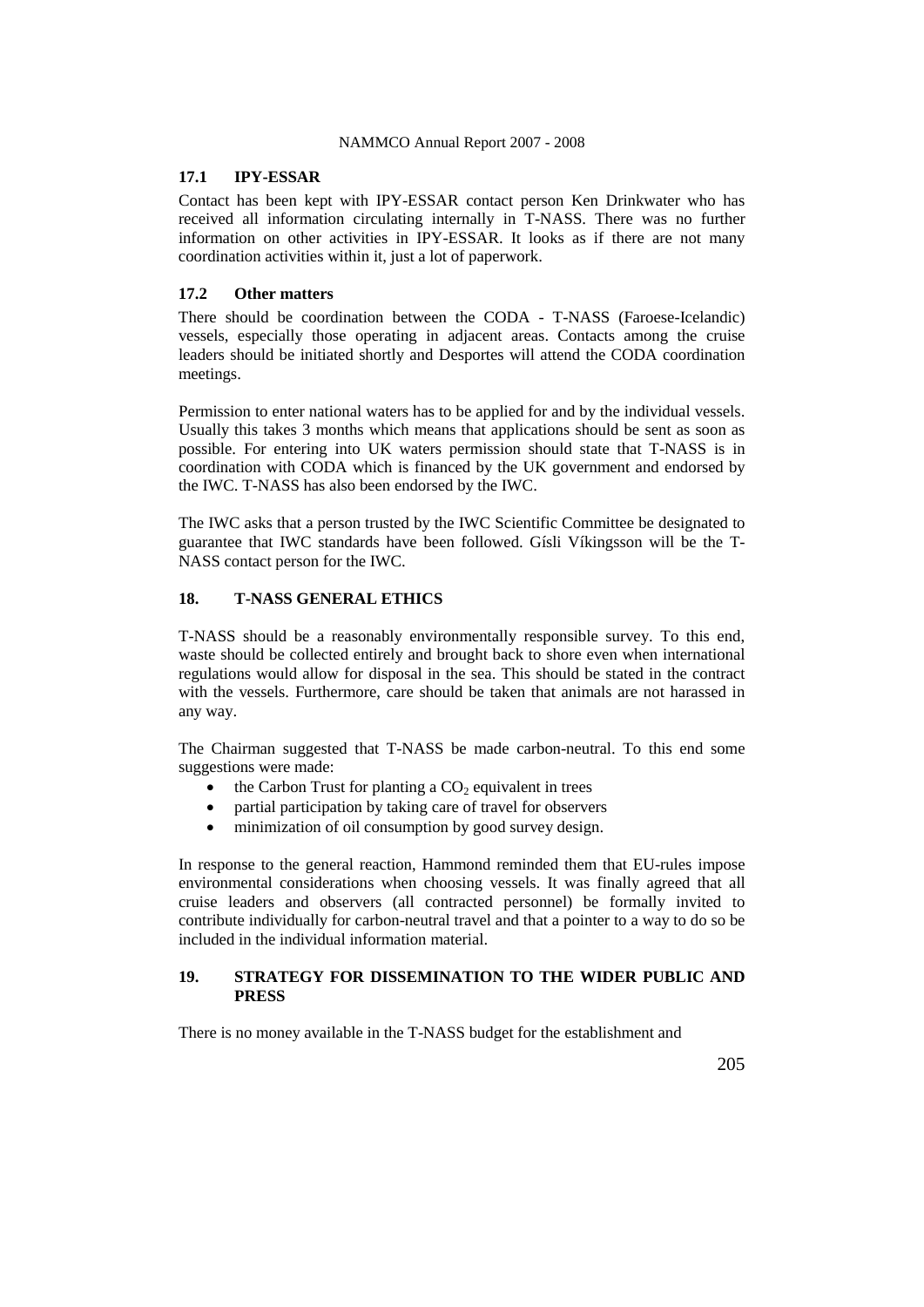### 17.1 IPY-ESSAR

Contact has been kept with IPY-ESSAR contact person Ken Drinkwater who has received all information circulating internally in T-NASS. There was no further information on other activities in IPY-ESSAR. It looks as if there are not many coordination activities within it, just a lot of paperwork.

### 17.2 Other matters

There should be coordination between the CODA - T-NASS (Faroese-Icelandic) vessels, especially those operating in adjacent areas. Contacts among the cruise leaders should be initiated shortly and Desportes will attend the CODA coordination meetings.

Permission to enter national waters has to be applied for and by the individual vessels. Usually this takes 3 months which means that applications should be sent as soon as possible. For entering into UK waters permission should state that T-NASS is in coordination with CODA which is financed by the UK government and endorsed by the IWC. T-NASS has also been endorsed by the IWC.

The IWC asks that a person trusted by the IWC Scientific Committee be designated to guarantee that IWC standards have been followed. Gísli Víkingsson will be the T-NASS contact person for the IWC.

## 18. T-NASS GENERAL ETHICS

T-NASS should be a reasonably environmentally responsible survey. To this end, waste should be collected entirely and brought back to shore even when international regulations would allow for disposal in the sea. This should be stated in the contract with the vessels. Furthermore, care should be taken that animals are not harassed in any way.

The Chairman suggested that T-NASS be made carbon-neutral. To this end some suggestions were made:

- the Carbon Trust for planting a $CO_2$ equivalent in trees
- partial participation by taking care of travel for observers
- minimization of oil consumption by good survey design.

In response to the general reaction, Hammond reminded them that EU-rules impose environmental considerations when choosing vessels. It was finally agreed that all cruise leaders and observers (all contracted personnel) be formally invited to contribute individually for carbon-neutral travel and that a pointer to a way to do so be included in the individual information material.

## 19. STRATEGY FOR DISSEMINATION TO THE WIDER PUBLIC AND PRESS

There is no money available in the T-NASS budget for the establishment and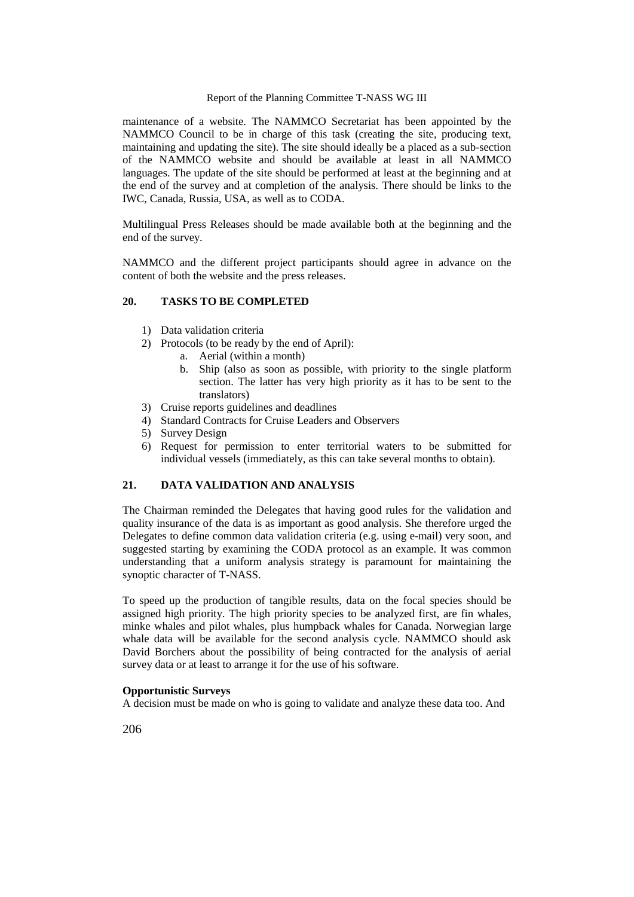maintenance of a website. The NAMMCO Secretariat has been appointed by the NAMMCO Council to be in charge of this task (creating the site, producing text, maintaining and updating the site). The site should ideally be a placed as a sub-section of the NAMMCO website and should be available at least in all NAMMCO languages. The update of the site should be performed at least at the beginning and at the end of the survey and at completion of the analysis. There should be links to the IWC, Canada, Russia, USA, as well as to CODA.

Multilingual Press Releases should be made available both at the beginning and the end of the survey.

NAMMCO and the different project participants should agree in advance on the content of both the website and the press releases.

## 20. TASKS TO BE COMPLETED

1) Data validation criteria
2) Protocols (to be ready by the end of April):
    a. Aerial (within a month)
    b. Ship (also as soon as possible, with priority to the single platform section. The latter has very high priority as it has to be sent to the translators)
3) Cruise reports guidelines and deadlines
4) Standard Contracts for Cruise Leaders and Observers
5) Survey Design
6) Request for permission to enter territorial waters to be submitted for individual vessels (immediately, as this can take several months to obtain).

## 21. DATA VALIDATION AND ANALYSIS

The Chairman reminded the Delegates that having good rules for the validation and quality insurance of the data is as important as good analysis. She therefore urged the Delegates to define common data validation criteria (e.g. using e-mail) very soon, and suggested starting by examining the CODA protocol as an example. It was common understanding that a uniform analysis strategy is paramount for maintaining the synoptic character of T-NASS.

To speed up the production of tangible results, data on the focal species should be assigned high priority. The high priority species to be analyzed first, are fin whales, minke whales and pilot whales, plus humpback whales for Canada. Norwegian large whale data will be available for the second analysis cycle. NAMMCO should ask David Borchers about the possibility of being contracted for the analysis of aerial survey data or at least to arrange it for the use of his software.

**Opportunistic Surveys**

A decision must be made on who is going to validate and analyze these data too. And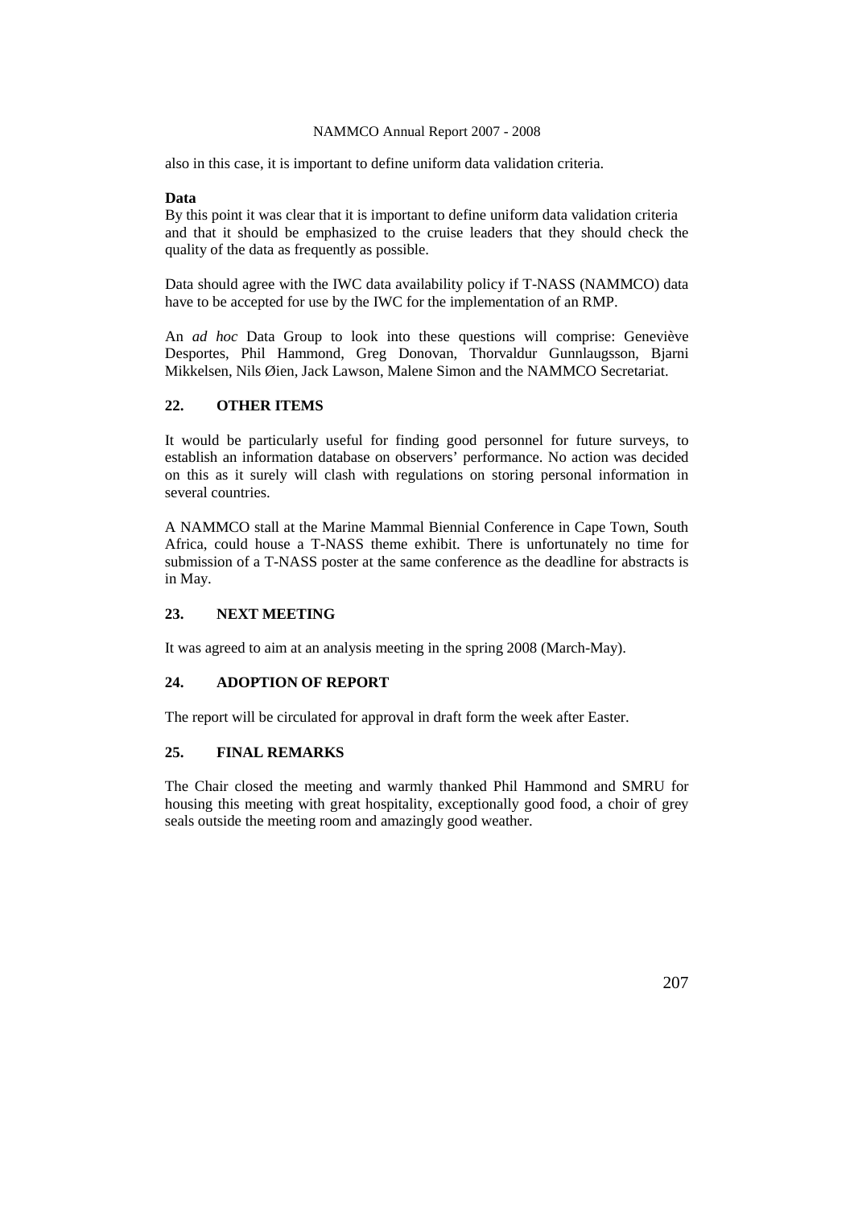also in this case, it is important to define uniform data validation criteria.

**Data**

By this point it was clear that it is important to define uniform data validation criteria and that it should be emphasized to the cruise leaders that they should check the quality of the data as frequently as possible.

Data should agree with the IWC data availability policy if T-NASS (NAMMCO) data have to be accepted for use by the IWC for the implementation of an RMP.

An *ad hoc* Data Group to look into these questions will comprise: Geneviève Desportes, Phil Hammond, Greg Donovan, Thorvaldur Gunnlaugsson, Bjarni Mikkelsen, Nils Øien, Jack Lawson, Malene Simon and the NAMMCO Secretariat.

## 22. OTHER ITEMS

It would be particularly useful for finding good personnel for future surveys, to establish an information database on observers' performance. No action was decided on this as it surely will clash with regulations on storing personal information in several countries.

A NAMMCO stall at the Marine Mammal Biennial Conference in Cape Town, South Africa, could house a T-NASS theme exhibit. There is unfortunately no time for submission of a T-NASS poster at the same conference as the deadline for abstracts is in May.

## 23. NEXT MEETING

It was agreed to aim at an analysis meeting in the spring 2008 (March-May).

## 24. ADOPTION OF REPORT

The report will be circulated for approval in draft form the week after Easter.

## 25. FINAL REMARKS

The Chair closed the meeting and warmly thanked Phil Hammond and SMRU for housing this meeting with great hospitality, exceptionally good food, a choir of grey seals outside the meeting room and amazingly good weather.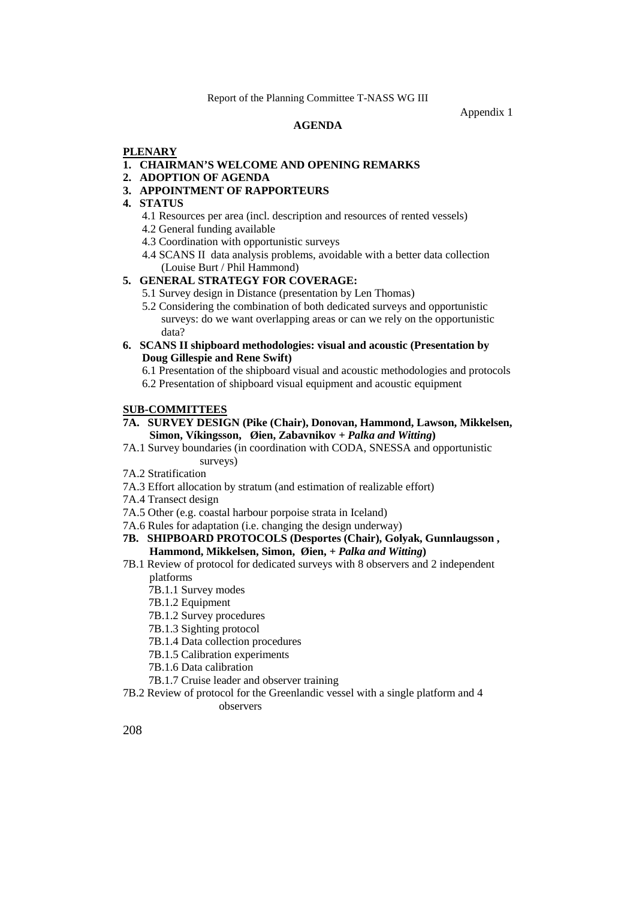Appendix 1

## AGENDA

### PLENARY

1. **CHAIRMAN'S WELCOME AND OPENING REMARKS**
2. **ADOPTION OF AGENDA**
3. **APPOINTMENT OF RAPPORTEURS**
4. **STATUS**
   - 4.1 Resources per area (incl. description and resources of rented vessels)
   - 4.2 General funding available
   - 4.3 Coordination with opportunistic surveys
   - 4.4 SCANS II data analysis problems, avoidable with a better data collection (Louise Burt / Phil Hammond)
5. **GENERAL STRATEGY FOR COVERAGE:**
   - 5.1 Survey design in Distance (presentation by Len Thomas)
   - 5.2 Considering the combination of both dedicated surveys and opportunistic surveys: do we want overlapping areas or can we rely on the opportunistic data?
6. **SCANS II shipboard methodologies: visual and acoustic (Presentation by Doug Gillespie and Rene Swift)**
   - 6.1 Presentation of the shipboard visual and acoustic methodologies and protocols
   - 6.2 Presentation of shipboard visual equipment and acoustic equipment

### SUB-COMMITTEES

**7A. SURVEY DESIGN (Pike (Chair), Donovan, Hammond, Lawson, Mikkelsen, Simon, Víkingsson, Øien, Zabavnikov + *Palka and Witting*)**

7A.1 Survey boundaries (in coordination with CODA, SNESSA and opportunistic surveys)
7A.2 Stratification
7A.3 Effort allocation by stratum (and estimation of realizable effort)
7A.4 Transect design
7A.5 Other (e.g. coastal harbour porpoise strata in Iceland)
7A.6 Rules for adaptation (i.e. changing the design underway)

**7B. SHIPBOARD PROTOCOLS (Desportes (Chair), Golyak, Gunnlaugsson , Hammond, Mikkelsen, Simon, Øien, + *Palka and Witting*)**

7B.1 Review of protocol for dedicated surveys with 8 observers and 2 independent platforms
- 7B.1.1 Survey modes
- 7B.1.2 Equipment
- 7B.1.2 Survey procedures
- 7B.1.3 Sighting protocol
- 7B.1.4 Data collection procedures
- 7B.1.5 Calibration experiments
- 7B.1.6 Data calibration
- 7B.1.7 Cruise leader and observer training

7B.2 Review of protocol for the Greenlandic vessel with a single platform and 4 observers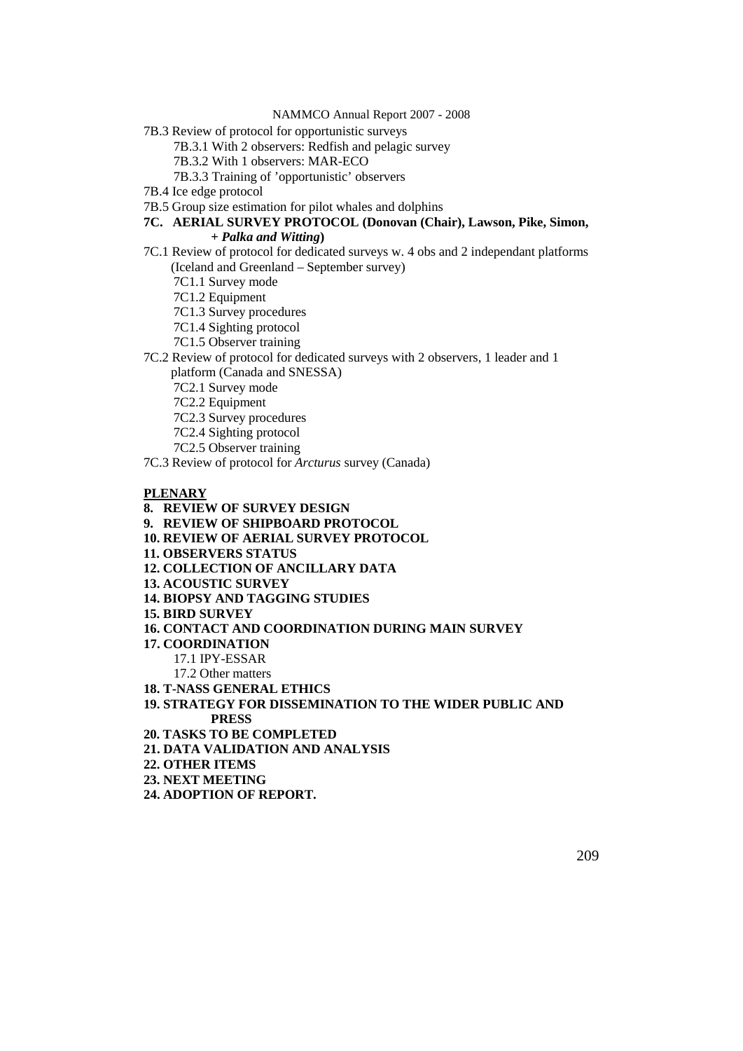7B.3 Review of protocol for opportunistic surveys

- 7B.3.1 With 2 observers: Redfish and pelagic survey
- 7B.3.2 With 1 observers: MAR-ECO
- 7B.3.3 Training of 'opportunistic' observers

7B.4 Ice edge protocol

7B.5 Group size estimation for pilot whales and dolphins

**7C. AERIAL SURVEY PROTOCOL (Donovan (Chair), Lawson, Pike, Simon, + *Palka and Witting*)**

7C.1 Review of protocol for dedicated surveys w. 4 obs and 2 independant platforms (Iceland and Greenland – September survey)

- 7C1.1 Survey mode
- 7C1.2 Equipment
- 7C1.3 Survey procedures
- 7C1.4 Sighting protocol
- 7C1.5 Observer training

7C.2 Review of protocol for dedicated surveys with 2 observers, 1 leader and 1 platform (Canada and SNESSA)

- 7C2.1 Survey mode
- 7C2.2 Equipment
- 7C2.3 Survey procedures
- 7C2.4 Sighting protocol
- 7C2.5 Observer training

7C.3 Review of protocol for *Arcturus* survey (Canada)

**<u>PLENARY</u>**

**8. REVIEW OF SURVEY DESIGN**

**9. REVIEW OF SHIPBOARD PROTOCOL**

**10. REVIEW OF AERIAL SURVEY PROTOCOL**

**11. OBSERVERS STATUS**

**12. COLLECTION OF ANCILLARY DATA**

**13. ACOUSTIC SURVEY**

**14. BIOPSY AND TAGGING STUDIES**

**15. BIRD SURVEY**

**16. CONTACT AND COORDINATION DURING MAIN SURVEY**

**17. COORDINATION**

- 17.1 IPY-ESSAR
- 17.2 Other matters

**18. T-NASS GENERAL ETHICS**

**19. STRATEGY FOR DISSEMINATION TO THE WIDER PUBLIC AND PRESS**

**20. TASKS TO BE COMPLETED**

**21. DATA VALIDATION AND ANALYSIS**

**22. OTHER ITEMS**

**23. NEXT MEETING**

**24. ADOPTION OF REPORT.**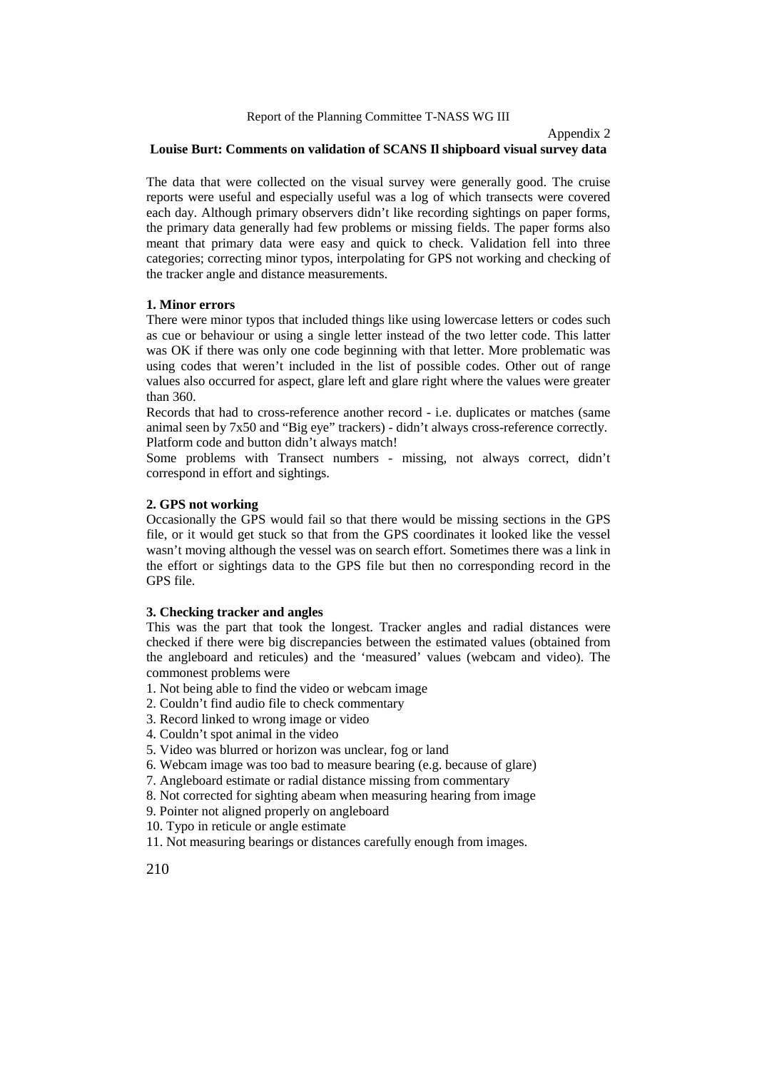Appendix 2

## Louise Burt: Comments on validation of SCANS Il shipboard visual survey data

The data that were collected on the visual survey were generally good. The cruise reports were useful and especially useful was a log of which transects were covered each day. Although primary observers didn't like recording sightings on paper forms, the primary data generally had few problems or missing fields. The paper forms also meant that primary data were easy and quick to check. Validation fell into three categories; correcting minor typos, interpolating for GPS not working and checking of the tracker angle and distance measurements.

### 1. Minor errors

There were minor typos that included things like using lowercase letters or codes such as cue or behaviour or using a single letter instead of the two letter code. This latter was OK if there was only one code beginning with that letter. More problematic was using codes that weren't included in the list of possible codes. Other out of range values also occurred for aspect, glare left and glare right where the values were greater than 360.

Records that had to cross-reference another record - i.e. duplicates or matches (same animal seen by 7x50 and "Big eye" trackers) - didn't always cross-reference correctly.
Platform code and button didn't always match!

Some problems with Transect numbers - missing, not always correct, didn't correspond in effort and sightings.

### 2. GPS not working

Occasionally the GPS would fail so that there would be missing sections in the GPS file, or it would get stuck so that from the GPS coordinates it looked like the vessel wasn't moving although the vessel was on search effort. Sometimes there was a link in the effort or sightings data to the GPS file but then no corresponding record in the GPS file.

### 3. Checking tracker and angles

This was the part that took the longest. Tracker angles and radial distances were checked if there were big discrepancies between the estimated values (obtained from the angleboard and reticules) and the 'measured' values (webcam and video). The commonest problems were

1. Not being able to find the video or webcam image
2. Couldn't find audio file to check commentary
3. Record linked to wrong image or video
4. Couldn't spot animal in the video
5. Video was blurred or horizon was unclear, fog or land
6. Webcam image was too bad to measure bearing (e.g. because of glare)
7. Angleboard estimate or radial distance missing from commentary
8. Not corrected for sighting abeam when measuring hearing from image
9. Pointer not aligned properly on angleboard
10. Typo in reticule or angle estimate
11. Not measuring bearings or distances carefully enough from images.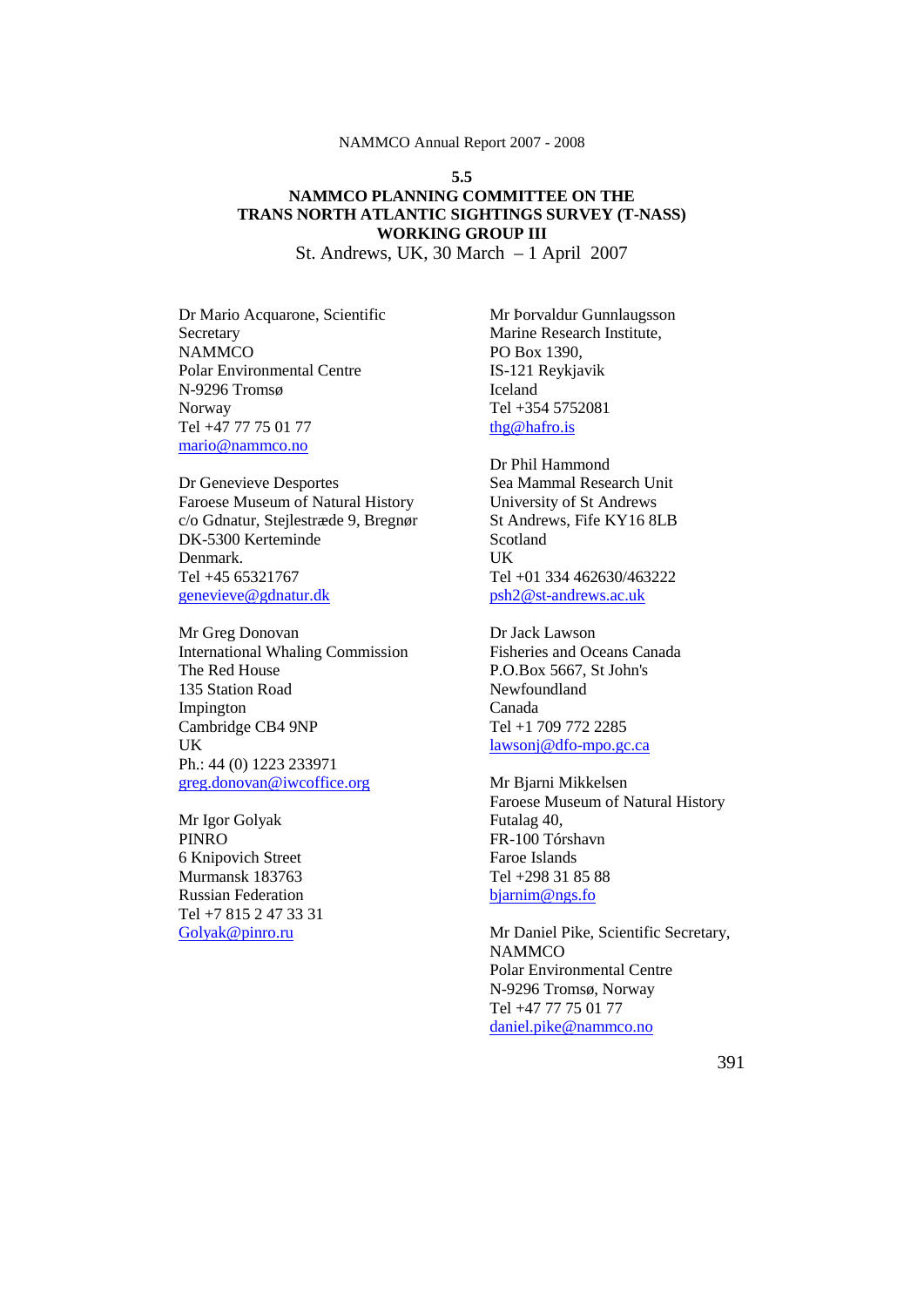## 5.5

## NAMMCO PLANNING COMMITTEE ON THE TRANS NORTH ATLANTIC SIGHTINGS SURVEY (T-NASS) WORKING GROUP III

St. Andrews, UK, 30 March – 1 April 2007

Dr Mario Acquarone, Scientific Secretary
NAMMCO
Polar Environmental Centre
N-9296 Tromsø
Norway
Tel +47 77 75 01 77
mario@nammco.no

Dr Genevieve Desportes
Faroese Museum of Natural History
c/o Gdnatur, Stejlestræde 9, Bregnør
DK-5300 Kerteminde
Denmark.
Tel +45 65321767
genevieve@gdnatur.dk

Mr Greg Donovan
International Whaling Commission
The Red House
135 Station Road
Impington
Cambridge CB4 9NP
UK
Ph.: 44 (0) 1223 233971
greg.donovan@iwcoffice.org

Mr Igor Golyak
PINRO
6 Knipovich Street
Murmansk 183763
Russian Federation
Tel +7 815 2 47 33 31
Golyak@pinro.ru

Mr Þorvaldur Gunnlaugsson
Marine Research Institute,
PO Box 1390,
IS-121 Reykjavik
Iceland
Tel +354 5752081
thg@hafro.is

Dr Phil Hammond
Sea Mammal Research Unit
University of St Andrews
St Andrews, Fife KY16 8LB
Scotland
UK
Tel +01 334 462630/463222
psh2@st-andrews.ac.uk

Dr Jack Lawson
Fisheries and Oceans Canada
P.O.Box 5667, St John's
Newfoundland
Canada
Tel +1 709 772 2285
lawsonj@dfo-mpo.gc.ca

Mr Bjarni Mikkelsen
Faroese Museum of Natural History
Futalag 40,
FR-100 Tórshavn
Faroe Islands
Tel +298 31 85 88
bjarnim@ngs.fo

Mr Daniel Pike, Scientific Secretary,
NAMMCO
Polar Environmental Centre
N-9296 Tromsø, Norway
Tel +47 77 75 01 77
daniel.pike@nammco.no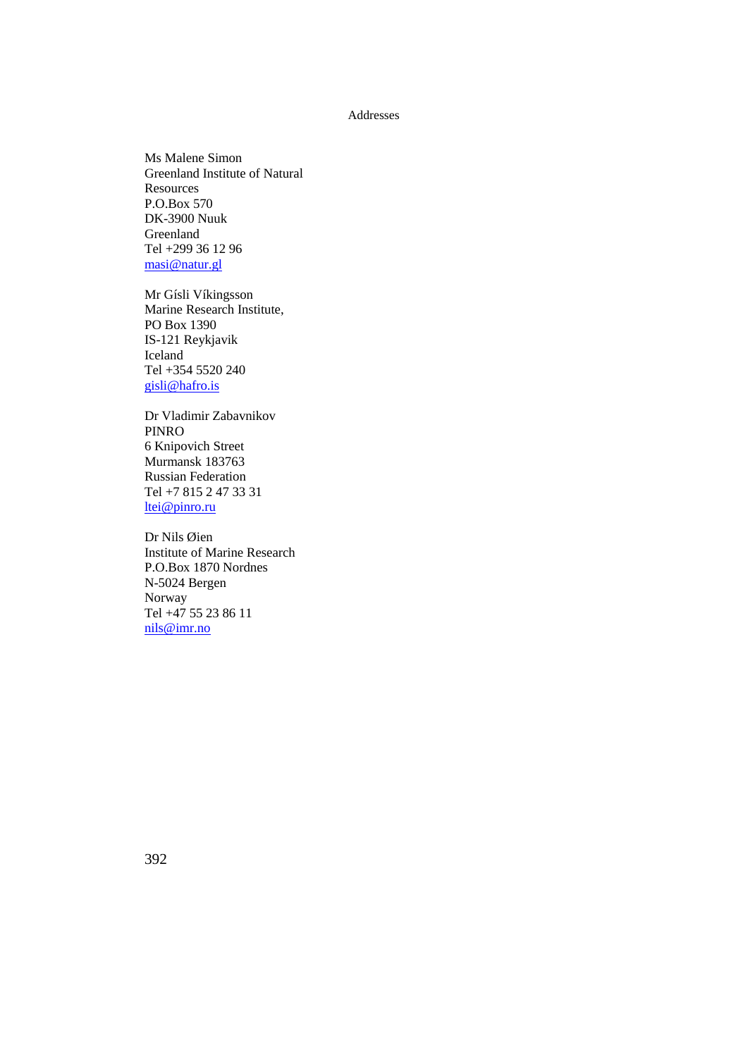Ms Malene Simon
Greenland Institute of Natural Resources
P.O.Box 570
DK-3900 Nuuk
Greenland
Tel +299 36 12 96
masi@natur.gl

Mr Gísli Víkingsson
Marine Research Institute,
PO Box 1390
IS-121 Reykjavik
Iceland
Tel +354 5520 240
gisli@hafro.is

Dr Vladimir Zabavnikov
PINRO
6 Knipovich Street
Murmansk 183763
Russian Federation
Tel +7 815 2 47 33 31
ltei@pinro.ru

Dr Nils Øien
Institute of Marine Research
P.O.Box 1870 Nordnes
N-5024 Bergen
Norway
Tel +47 55 23 86 11
nils@imr.no